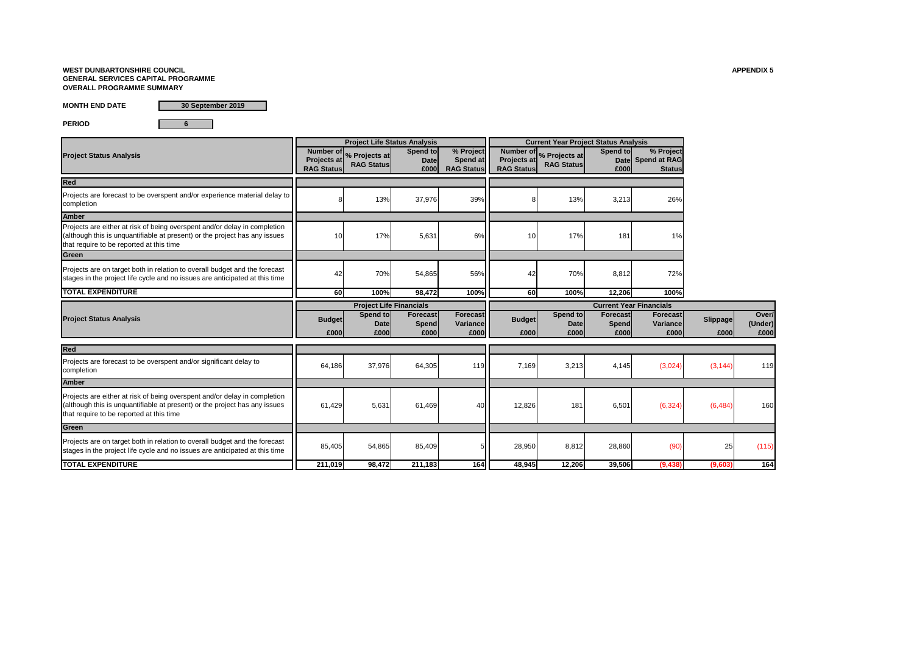**WEST DUNBARTONSHIRE COUNCIL**
**GENERAL SERVICES CAPITAL PROGRAMME**
**OVERALL PROGRAMME SUMMARY**

**APPENDIX 5**

**MONTH END DATE** 30 September 2019

**PERIOD** 6

| Project Status Analysis | Project Life Status Analysis | | | | Current Year Project Status Analysis | | | |
|---|---|---|---|---|---|---|---|---|
| | Number of Projects at RAG Status | % Projects at RAG Status | Spend to Date £000 | % Project Spend at RAG Status | Number of Projects at RAG Status | % Projects at RAG Status | Spend to Date £000 | % Project Spend at RAG Status |
| **Red** | | | | | | | | |
| Projects are forecast to be overspent and/or experience material delay to completion | 8 | 13% | 37,976 | 39% | 8 | 13% | 3,213 | 26% |
| **Amber** | | | | | | | | |
| Projects are either at risk of being overspent and/or delay in completion (although this is unquantifiable at present) or the project has any issues that require to be reported at this time | 10 | 17% | 5,631 | 6% | 10 | 17% | 181 | 1% |
| **Green** | | | | | | | | |
| Projects are on target both in relation to overall budget and the forecast stages in the project life cycle and no issues are anticipated at this time | 42 | 70% | 54,865 | 56% | 42 | 70% | 8,812 | 72% |
| **TOTAL EXPENDITURE** | **60** | **100%** | **98,472** | **100%** | **60** | **100%** | **12,206** | **100%** |

| Project Status Analysis | Project Life Financials | | | | Current Year Financials | | | | | |
|---|---|---|---|---|---|---|---|---|---|---|
| | Budget £000 | Spend to Date £000 | Forecast Spend £000 | Forecast Variance £000 | Budget £000 | Spend to Date £000 | Forecast Spend £000 | Forecast Variance £000 | Slippage £000 | Over/ (Under) £000 |
| **Red** | | | | | | | | | | |
| Projects are forecast to be overspent and/or significant delay to completion | 64,186 | 37,976 | 64,305 | 119 | 7,169 | 3,213 | 4,145 | (3,024) | (3,144) | 119 |
| **Amber** | | | | | | | | | | |
| Projects are either at risk of being overspent and/or delay in completion (although this is unquantifiable at present) or the project has any issues that require to be reported at this time | 61,429 | 5,631 | 61,469 | 40 | 12,826 | 181 | 6,501 | (6,324) | (6,484) | 160 |
| **Green** | | | | | | | | | | |
| Projects are on target both in relation to overall budget and the forecast stages in the project life cycle and no issues are anticipated at this time | 85,405 | 54,865 | 85,409 | 5 | 28,950 | 8,812 | 28,860 | (90) | 25 | (115) |
| **TOTAL EXPENDITURE** | **211,019** | **98,472** | **211,183** | **164** | **48,945** | **12,206** | **39,506** | **(9,438)** | **(9,603)** | **164** |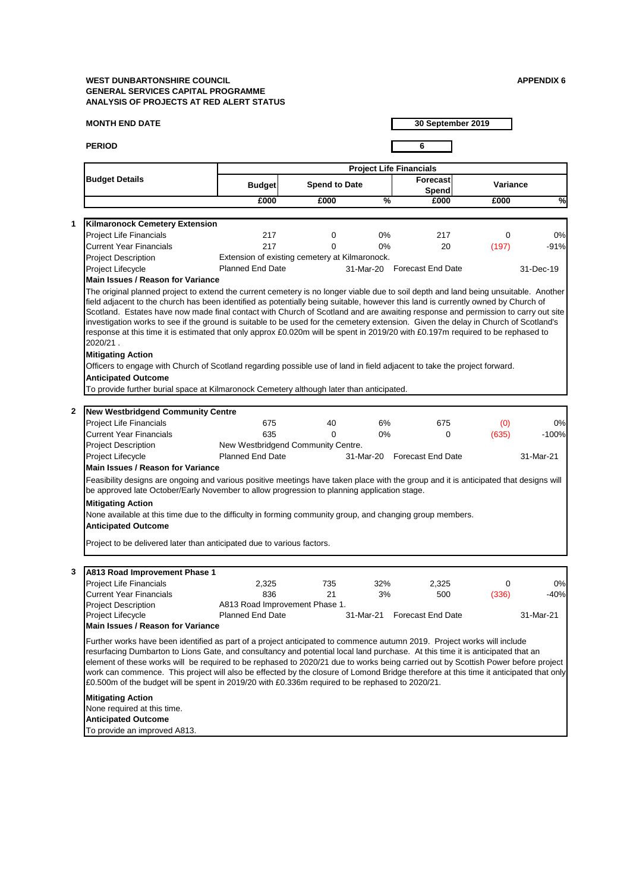**WEST DUNBARTONSHIRE COUNCIL**
**GENERAL SERVICES CAPITAL PROGRAMME**
**ANALYSIS OF PROJECTS AT RED ALERT STATUS**

**APPENDIX 6**

**MONTH END DATE** — **30 September 2019**

**PERIOD** — **6**

| | Budget Details | Project Life Financials | | | | | | |
|---|---|---|---|---|---|---|---|---|
| | | Budget | Spend to Date | | Forecast Spend | Variance | |
| | | £000 | £000 | % | £000 | £000 | % |
| **1** | **Kilmaronock Cemetery Extension** | | | | | | |
| | Project Life Financials | 217 | 0 | 0% | 217 | 0 | 0% |
| | Current Year Financials | 217 | 0 | 0% | 20 | (197) | -91% |
| | Project Description | Extension of existing cemetery at Kilmaronock. | | | | | |
| | Project Lifecycle | Planned End Date | | 31-Mar-20 | Forecast End Date | | 31-Dec-19 |

**Main Issues / Reason for Variance**

The original planned project to extend the current cemetery is no longer viable due to soil depth and land being unsuitable. Another field adjacent to the church has been identified as potentially being suitable, however this land is currently owned by Church of Scotland. Estates have now made final contact with Church of Scotland and are awaiting response and permission to carry out site investigation works to see if the ground is suitable to be used for the cemetery extension. Given the delay in Church of Scotland's response at this time it is estimated that only approx £0.020m will be spent in 2019/20 with £0.197m required to be rephased to 2020/21 .

**Mitigating Action**

Officers to engage with Church of Scotland regarding possible use of land in field adjacent to take the project forward.

**Anticipated Outcome**

To provide further burial space at Kilmaronock Cemetery although later than anticipated.

| | Budget Details | Budget | Spend to Date | % | Forecast Spend | Variance | % |
|---|---|---|---|---|---|---|---|
| **2** | **New Westbridgend Community Centre** | | | | | | |
| | Project Life Financials | 675 | 40 | 6% | 675 | (0) | 0% |
| | Current Year Financials | 635 | 0 | 0% | 0 | (635) | -100% |
| | Project Description | New Westbridgend Community Centre. | | | | | |
| | Project Lifecycle | Planned End Date | | 31-Mar-20 | Forecast End Date | | 31-Mar-21 |

**Main Issues / Reason for Variance**

Feasibility designs are ongoing and various positive meetings have taken place with the group and it is anticipated that designs will be approved late October/Early November to allow progression to planning application stage.

**Mitigating Action**

None available at this time due to the difficulty in forming community group, and changing group members.

**Anticipated Outcome**

Project to be delivered later than anticipated due to various factors.

| | Budget Details | Budget | Spend to Date | % | Forecast Spend | Variance | % |
|---|---|---|---|---|---|---|---|
| **3** | **A813 Road Improvement Phase 1** | | | | | | |
| | Project Life Financials | 2,325 | 735 | 32% | 2,325 | 0 | 0% |
| | Current Year Financials | 836 | 21 | 3% | 500 | (336) | -40% |
| | Project Description | A813 Road Improvement Phase 1. | | | | | |
| | Project Lifecycle | Planned End Date | | 31-Mar-21 | Forecast End Date | | 31-Mar-21 |

**Main Issues / Reason for Variance**

Further works have been identified as part of a project anticipated to commence autumn 2019. Project works will include resurfacing Dumbarton to Lions Gate, and consultancy and potential local land purchase. At this time it is anticipated that an element of these works will be required to be rephased to 2020/21 due to works being carried out by Scottish Power before project work can commence. This project will also be effected by the closure of Lomond Bridge therefore at this time it anticipated that only £0.500m of the budget will be spent in 2019/20 with £0.336m required to be rephased to 2020/21.

**Mitigating Action**

None required at this time.

**Anticipated Outcome**

To provide an improved A813.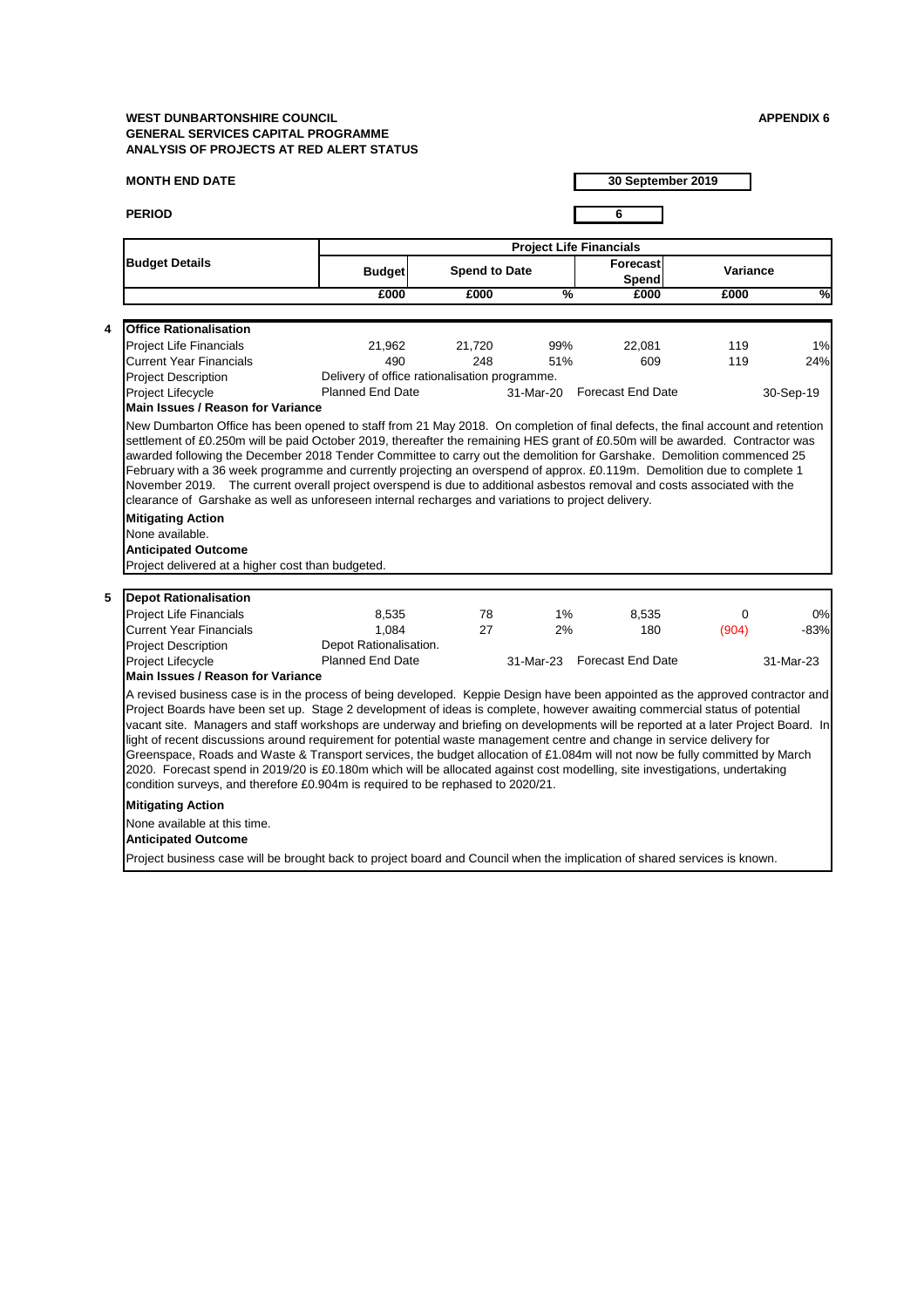**WEST DUNBARTONSHIRE COUNCIL**
**GENERAL SERVICES CAPITAL PROGRAMME**
**ANALYSIS OF PROJECTS AT RED ALERT STATUS**

**APPENDIX 6**

**MONTH END DATE** 30 September 2019

**PERIOD** 6

| Budget Details | Project Life Financials | | | | | |
|---|---|---|---|---|---|---|
| | Budget | Spend to Date | | Forecast Spend | Variance | |
| | £000 | £000 | % | £000 | £000 | % |

**4 Office Rationalisation**

| | Budget £000 | Spend to Date £000 | % | Forecast Spend £000 | Variance £000 | % |
|---|---|---|---|---|---|---|
| Project Life Financials | 21,962 | 21,720 | 99% | 22,081 | 119 | 1% |
| Current Year Financials | 490 | 248 | 51% | 609 | 119 | 24% |

Project Description: Delivery of office rationalisation programme.

Project Lifecycle: Planned End Date 31-Mar-20 | Forecast End Date 30-Sep-19

**Main Issues / Reason for Variance**

New Dumbarton Office has been opened to staff from 21 May 2018. On completion of final defects, the final account and retention settlement of £0.250m will be paid October 2019, thereafter the remaining HES grant of £0.50m will be awarded. Contractor was awarded following the December 2018 Tender Committee to carry out the demolition for Garshake. Demolition commenced 25 February with a 36 week programme and currently projecting an overspend of approx. £0.119m. Demolition due to complete 1 November 2019. The current overall project overspend is due to additional asbestos removal and costs associated with the clearance of Garshake as well as unforeseen internal recharges and variations to project delivery.

**Mitigating Action**

None available.

**Anticipated Outcome**

Project delivered at a higher cost than budgeted.

**5 Depot Rationalisation**

| | Budget £000 | Spend to Date £000 | % | Forecast Spend £000 | Variance £000 | % |
|---|---|---|---|---|---|---|
| Project Life Financials | 8,535 | 78 | 1% | 8,535 | 0 | 0% |
| Current Year Financials | 1,084 | 27 | 2% | 180 | (904) | -83% |

Project Description: Depot Rationalisation.

Project Lifecycle: Planned End Date 31-Mar-23 | Forecast End Date 31-Mar-23

**Main Issues / Reason for Variance**

A revised business case is in the process of being developed. Keppie Design have been appointed as the approved contractor and Project Boards have been set up. Stage 2 development of ideas is complete, however awaiting commercial status of potential vacant site. Managers and staff workshops are underway and briefing on developments will be reported at a later Project Board. In light of recent discussions around requirement for potential waste management centre and change in service delivery for Greenspace, Roads and Waste & Transport services, the budget allocation of £1.084m will not now be fully committed by March 2020. Forecast spend in 2019/20 is £0.180m which will be allocated against cost modelling, site investigations, undertaking condition surveys, and therefore £0.904m is required to be rephased to 2020/21.

**Mitigating Action**

None available at this time.

**Anticipated Outcome**

Project business case will be brought back to project board and Council when the implication of shared services is known.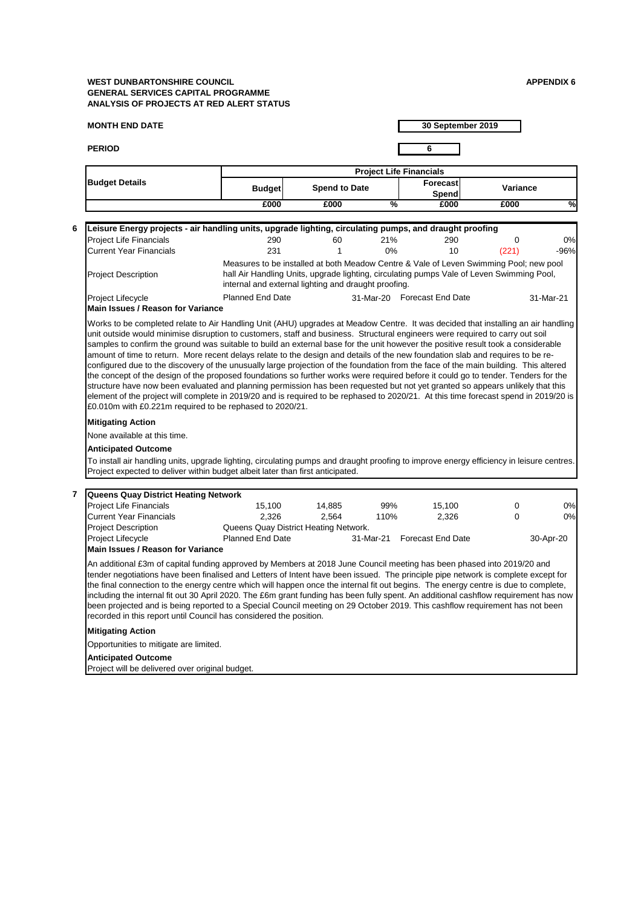**WEST DUNBARTONSHIRE COUNCIL**
**GENERAL SERVICES CAPITAL PROGRAMME**
**ANALYSIS OF PROJECTS AT RED ALERT STATUS**

**APPENDIX 6**

**MONTH END DATE** 30 September 2019

**PERIOD** 6

| Budget Details | Project Life Financials | | | | | |
|---|---|---|---|---|---|---|
| | Budget | Spend to Date | | Forecast Spend | Variance | |
| | £000 | £000 | % | £000 | £000 | % |

**6 Leisure Energy projects - air handling units, upgrade lighting, circulating pumps, and draught proofing**

| | Budget £000 | Spend to Date £000 | % | Forecast Spend £000 | Variance £000 | % |
|---|---|---|---|---|---|---|
| Project Life Financials | 290 | 60 | 21% | 290 | 0 | 0% |
| Current Year Financials | 231 | 1 | 0% | 10 | (221) | -96% |

**Project Description:** Measures to be installed at both Meadow Centre & Vale of Leven Swimming Pool; new pool hall Air Handling Units, upgrade lighting, circulating pumps Vale of Leven Swimming Pool, internal and external lighting and draught proofing.

**Project Lifecycle:** Planned End Date 31-Mar-20 | Forecast End Date 31-Mar-21

**Main Issues / Reason for Variance**

Works to be completed relate to Air Handling Unit (AHU) upgrades at Meadow Centre. It was decided that installing an air handling unit outside would minimise disruption to customers, staff and business. Structural engineers were required to carry out soil samples to confirm the ground was suitable to build an external base for the unit however the positive result took a considerable amount of time to return. More recent delays relate to the design and details of the new foundation slab and requires to be re-configured due to the discovery of the unusually large projection of the foundation from the face of the main building. This altered the concept of the design of the proposed foundations so further works were required before it could go to tender. Tenders for the structure have now been evaluated and planning permission has been requested but not yet granted so appears unlikely that this element of the project will complete in 2019/20 and is required to be rephased to 2020/21. At this time forecast spend in 2019/20 is £0.010m with £0.221m required to be rephased to 2020/21.

**Mitigating Action**

None available at this time.

**Anticipated Outcome**

To install air handling units, upgrade lighting, circulating pumps and draught proofing to improve energy efficiency in leisure centres. Project expected to deliver within budget albeit later than first anticipated.

**7 Queens Quay District Heating Network**

| | Budget £000 | Spend to Date £000 | % | Forecast Spend £000 | Variance £000 | % |
|---|---|---|---|---|---|---|
| Project Life Financials | 15,100 | 14,885 | 99% | 15,100 | 0 | 0% |
| Current Year Financials | 2,326 | 2,564 | 110% | 2,326 | 0 | 0% |

**Project Description:** Queens Quay District Heating Network.

**Project Lifecycle:** Planned End Date 31-Mar-21 | Forecast End Date 30-Apr-20

**Main Issues / Reason for Variance**

An additional £3m of capital funding approved by Members at 2018 June Council meeting has been phased into 2019/20 and tender negotiations have been finalised and Letters of Intent have been issued. The principle pipe network is complete except for the final connection to the energy centre which will happen once the internal fit out begins. The energy centre is due to complete, including the internal fit out 30 April 2020. The £6m grant funding has been fully spent. An additional cashflow requirement has now been projected and is being reported to a Special Council meeting on 29 October 2019. This cashflow requirement has not been recorded in this report until Council has considered the position.

**Mitigating Action**

Opportunities to mitigate are limited.

**Anticipated Outcome**

Project will be delivered over original budget.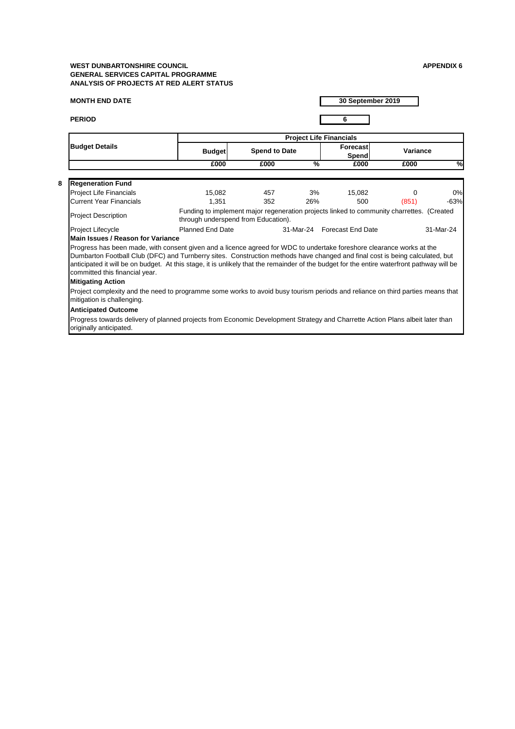**WEST DUNBARTONSHIRE COUNCIL**
**GENERAL SERVICES CAPITAL PROGRAMME**
**ANALYSIS OF PROJECTS AT RED ALERT STATUS**

**APPENDIX 6**

**MONTH END DATE** 30 September 2019

**PERIOD** 6

| Budget Details | Project Life Financials | | | | | |
|---|---|---|---|---|---|---|
| | Budget | Spend to Date | | Forecast Spend | Variance | |
| | £000 | £000 | % | £000 | £000 | % |
| **8 Regeneration Fund** | | | | | | |
| Project Life Financials | 15,082 | 457 | 3% | 15,082 | 0 | 0% |
| Current Year Financials | 1,351 | 352 | 26% | 500 | (851) | -63% |
| Project Description | Funding to implement major regeneration projects linked to community charrettes. (Created through underspend from Education). | | | | | |
| Project Lifecycle | Planned End Date | | 31-Mar-24 | Forecast End Date | | 31-Mar-24 |

**Main Issues / Reason for Variance**

Progress has been made, with consent given and a licence agreed for WDC to undertake foreshore clearance works at the Dumbarton Football Club (DFC) and Turnberry sites. Construction methods have changed and final cost is being calculated, but anticipated it will be on budget. At this stage, it is unlikely that the remainder of the budget for the entire waterfront pathway will be committed this financial year.

**Mitigating Action**

Project complexity and the need to programme some works to avoid busy tourism periods and reliance on third parties means that mitigation is challenging.

**Anticipated Outcome**

Progress towards delivery of planned projects from Economic Development Strategy and Charrette Action Plans albeit later than originally anticipated.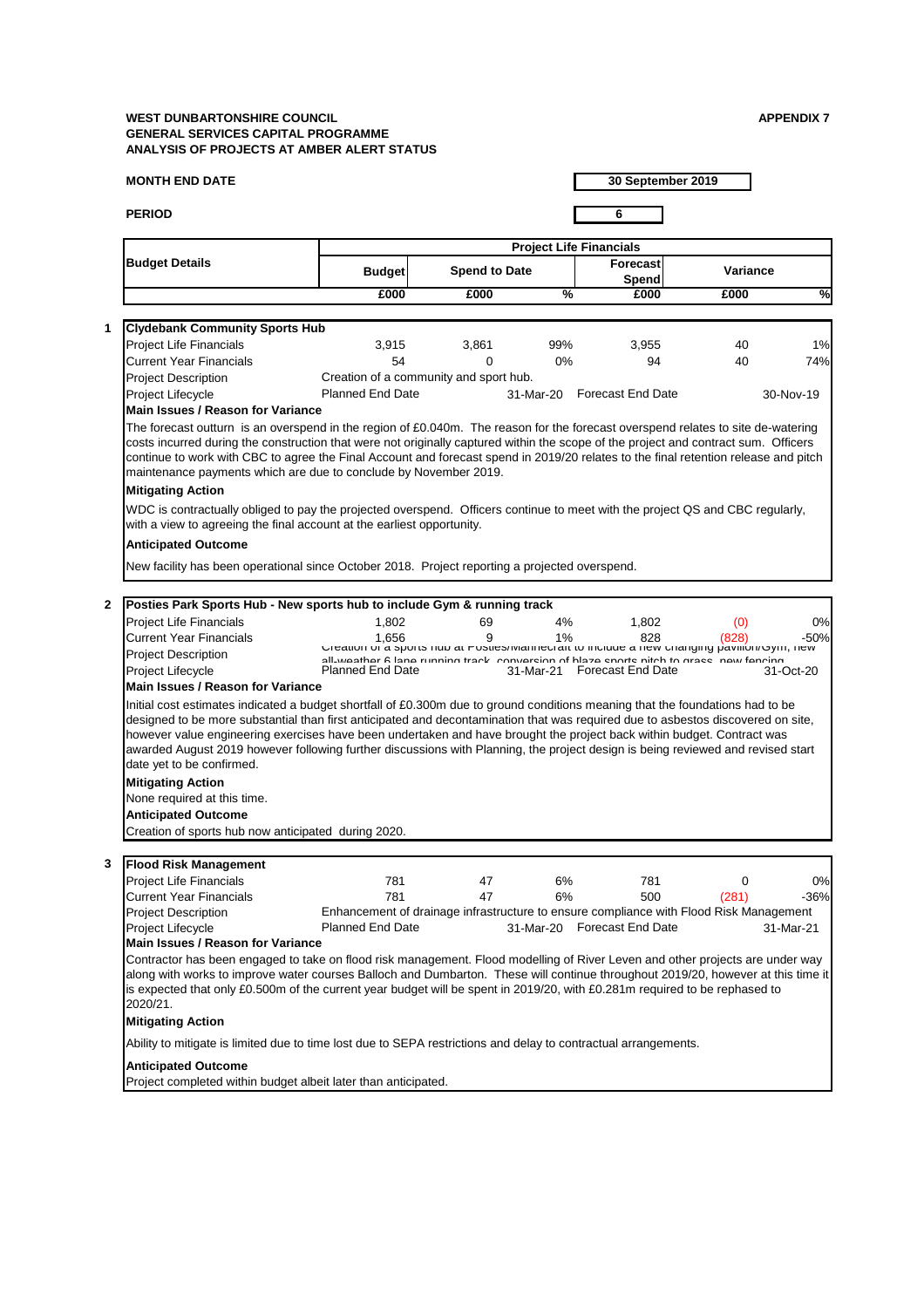**WEST DUNBARTONSHIRE COUNCIL**
**GENERAL SERVICES CAPITAL PROGRAMME**
**ANALYSIS OF PROJECTS AT AMBER ALERT STATUS**

**APPENDIX 7**

**MONTH END DATE** 30 September 2019

**PERIOD** 6

| | Budget Details | Project Life Financials | | | | | |
|---|---|---|---|---|---|---|---|
| | | Budget | Spend to Date | | Forecast Spend | Variance | |
| | | £000 | £000 | % | £000 | £000 | % |
| **1** | **Clydebank Community Sports Hub** | | | | | | |
| | Project Life Financials | 3,915 | 3,861 | 99% | 3,955 | 40 | 1% |
| | Current Year Financials | 54 | 0 | 0% | 94 | 40 | 74% |
| | Project Description | Creation of a community and sport hub. | | | | | |
| | Project Lifecycle | Planned End Date | | 31-Mar-20 | Forecast End Date | | 30-Nov-19 |

**Main Issues / Reason for Variance**

The forecast outturn is an overspend in the region of £0.040m. The reason for the forecast overspend relates to site de-watering costs incurred during the construction that were not originally captured within the scope of the project and contract sum. Officers continue to work with CBC to agree the Final Account and forecast spend in 2019/20 relates to the final retention release and pitch maintenance payments which are due to conclude by November 2019.

**Mitigating Action**

WDC is contractually obliged to pay the projected overspend. Officers continue to meet with the project QS and CBC regularly, with a view to agreeing the final account at the earliest opportunity.

**Anticipated Outcome**

New facility has been operational since October 2018. Project reporting a projected overspend.

| | Budget Details | Budget | Spend to Date | % | Forecast Spend | Variance | % |
|---|---|---|---|---|---|---|---|
| **2** | **Posties Park Sports Hub - New sports hub to include Gym & running track** | | | | | | |
| | Project Life Financials | 1,802 | 69 | 4% | 1,802 | (0) | 0% |
| | Current Year Financials | 1,656 | 9 | 1% | 828 | (828) | -50% |
| | Project Description | Creation of a sports hub at Posties/Marinecraft to include a new changing pavilion/Gym, new all-weather 6 lane running track, conversion of blaze sports pitch to grass, new fencing | | | | | |
| | Project Lifecycle | Planned End Date | | 31-Mar-21 | Forecast End Date | | 31-Oct-20 |

**Main Issues / Reason for Variance**

Initial cost estimates indicated a budget shortfall of £0.300m due to ground conditions meaning that the foundations had to be designed to be more substantial than first anticipated and decontamination that was required due to asbestos discovered on site, however value engineering exercises have been undertaken and have brought the project back within budget. Contract was awarded August 2019 however following further discussions with Planning, the project design is being reviewed and revised start date yet to be confirmed.

**Mitigating Action**

None required at this time.

**Anticipated Outcome**

Creation of sports hub now anticipated during 2020.

| | Budget Details | Budget | Spend to Date | % | Forecast Spend | Variance | % |
|---|---|---|---|---|---|---|---|
| **3** | **Flood Risk Management** | | | | | | |
| | Project Life Financials | 781 | 47 | 6% | 781 | 0 | 0% |
| | Current Year Financials | 781 | 47 | 6% | 500 | (281) | -36% |
| | Project Description | Enhancement of drainage infrastructure to ensure compliance with Flood Risk Management | | | | | |
| | Project Lifecycle | Planned End Date | | 31-Mar-20 | Forecast End Date | | 31-Mar-21 |

**Main Issues / Reason for Variance**

Contractor has been engaged to take on flood risk management. Flood modelling of River Leven and other projects are under way along with works to improve water courses Balloch and Dumbarton. These will continue throughout 2019/20, however at this time it is expected that only £0.500m of the current year budget will be spent in 2019/20, with £0.281m required to be rephased to 2020/21.

**Mitigating Action**

Ability to mitigate is limited due to time lost due to SEPA restrictions and delay to contractual arrangements.

**Anticipated Outcome**

Project completed within budget albeit later than anticipated.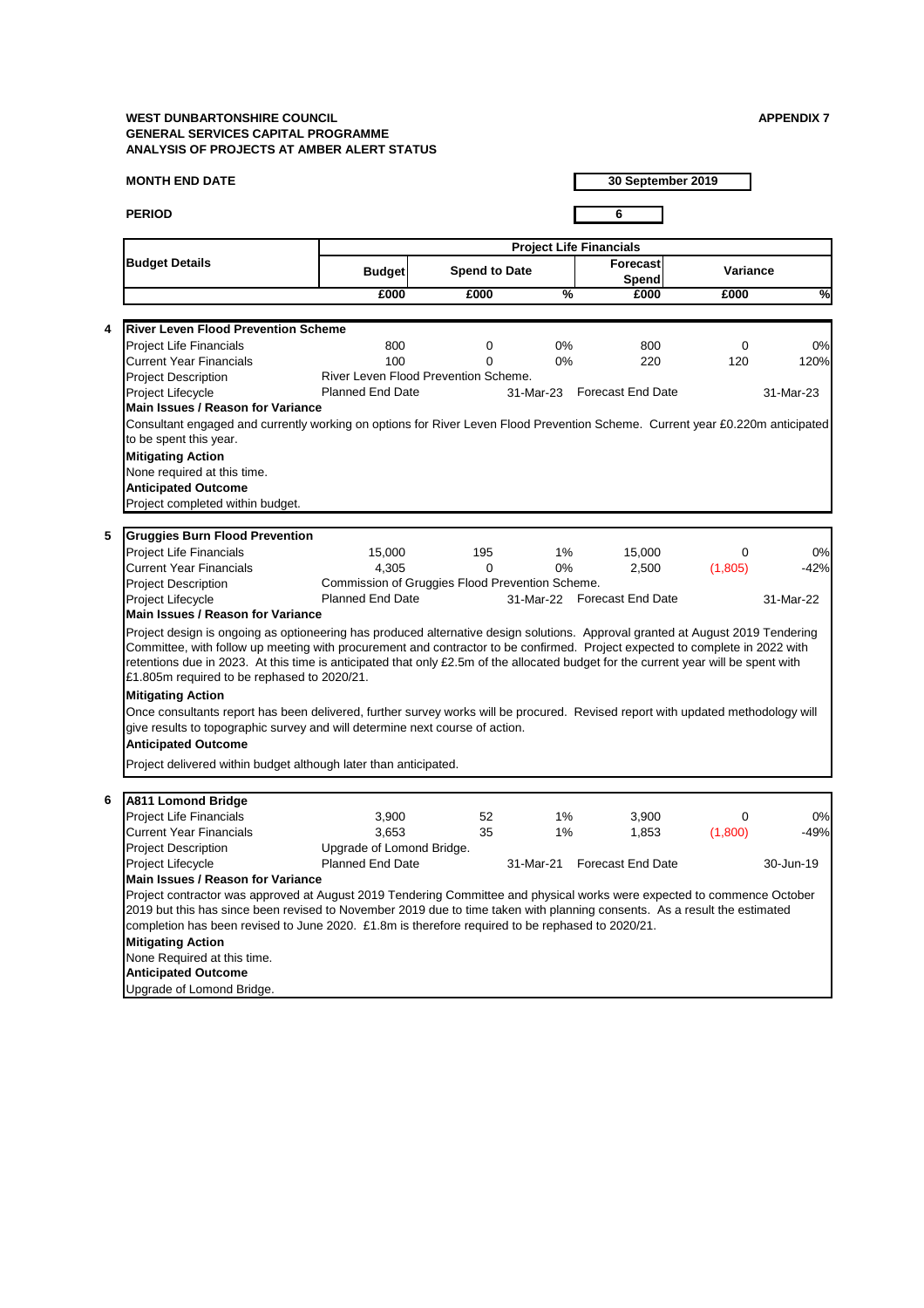**WEST DUNBARTONSHIRE COUNCIL**
**GENERAL SERVICES CAPITAL PROGRAMME**
**ANALYSIS OF PROJECTS AT AMBER ALERT STATUS**

**APPENDIX 7**

**MONTH END DATE** 30 September 2019

**PERIOD** 6

| | Budget Details | Project Life Financials | | | | | |
|---|---|---|---|---|---|---|---|
| | | Budget | Spend to Date | | Forecast Spend | Variance | |
| | | £000 | £000 | % | £000 | £000 | % |
| **4** | **River Leven Flood Prevention Scheme** | | | | | | |
| | Project Life Financials | 800 | 0 | 0% | 800 | 0 | 0% |
| | Current Year Financials | 100 | 0 | 0% | 220 | 120 | 120% |
| | Project Description | River Leven Flood Prevention Scheme. | | | | | |
| | Project Lifecycle | Planned End Date | | 31-Mar-23 | Forecast End Date | | 31-Mar-23 |

**Main Issues / Reason for Variance**

Consultant engaged and currently working on options for River Leven Flood Prevention Scheme. Current year £0.220m anticipated to be spent this year.

**Mitigating Action**

None required at this time.

**Anticipated Outcome**

Project completed within budget.

| | Budget Details | Budget | Spend to Date | % | Forecast Spend | Variance | % |
|---|---|---|---|---|---|---|---|
| **5** | **Gruggies Burn Flood Prevention** | | | | | | |
| | Project Life Financials | 15,000 | 195 | 1% | 15,000 | 0 | 0% |
| | Current Year Financials | 4,305 | 0 | 0% | 2,500 | (1,805) | -42% |
| | Project Description | Commission of Gruggies Flood Prevention Scheme. | | | | | |
| | Project Lifecycle | Planned End Date | | 31-Mar-22 | Forecast End Date | | 31-Mar-22 |

**Main Issues / Reason for Variance**

Project design is ongoing as optioneering has produced alternative design solutions. Approval granted at August 2019 Tendering Committee, with follow up meeting with procurement and contractor to be confirmed. Project expected to complete in 2022 with retentions due in 2023. At this time is anticipated that only £2.5m of the allocated budget for the current year will be spent with £1.805m required to be rephased to 2020/21.

**Mitigating Action**

Once consultants report has been delivered, further survey works will be procured. Revised report with updated methodology will give results to topographic survey and will determine next course of action.

**Anticipated Outcome**

Project delivered within budget although later than anticipated.

| | Budget Details | Budget | Spend to Date | % | Forecast Spend | Variance | % |
|---|---|---|---|---|---|---|---|
| **6** | **A811 Lomond Bridge** | | | | | | |
| | Project Life Financials | 3,900 | 52 | 1% | 3,900 | 0 | 0% |
| | Current Year Financials | 3,653 | 35 | 1% | 1,853 | (1,800) | -49% |
| | Project Description | Upgrade of Lomond Bridge. | | | | | |
| | Project Lifecycle | Planned End Date | | 31-Mar-21 | Forecast End Date | | 30-Jun-19 |

**Main Issues / Reason for Variance**

Project contractor was approved at August 2019 Tendering Committee and physical works were expected to commence October 2019 but this has since been revised to November 2019 due to time taken with planning consents. As a result the estimated completion has been revised to June 2020. £1.8m is therefore required to be rephased to 2020/21.

**Mitigating Action**

None Required at this time.

**Anticipated Outcome**

Upgrade of Lomond Bridge.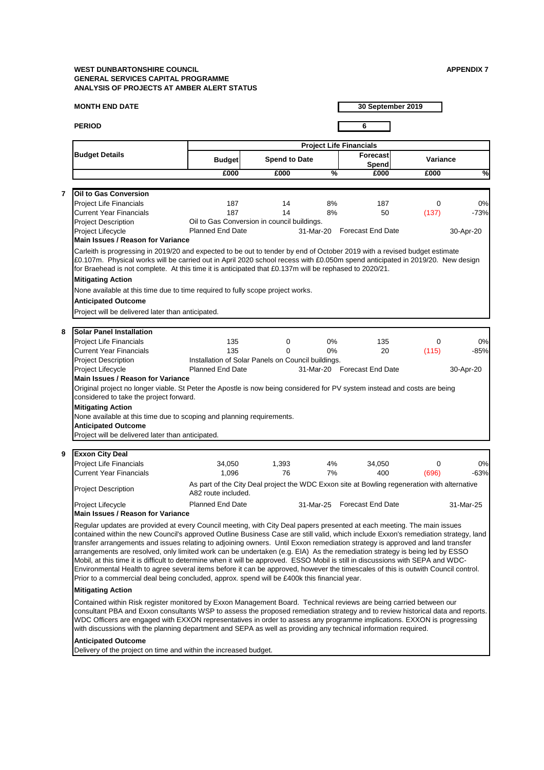**WEST DUNBARTONSHIRE COUNCIL**
**GENERAL SERVICES CAPITAL PROGRAMME**
**ANALYSIS OF PROJECTS AT AMBER ALERT STATUS**

**APPENDIX 7**

**MONTH END DATE** 30 September 2019

**PERIOD** 6

| | Budget Details | Project Life Financials | | | | | |
|---|---|---|---|---|---|---|---|
| | | Budget | Spend to Date | | Forecast Spend | Variance | |
| | | £000 | £000 | % | £000 | £000 | % |
| **7** | **Oil to Gas Conversion** | | | | | | |
| | Project Life Financials | 187 | 14 | 8% | 187 | 0 | 0% |
| | Current Year Financials | 187 | 14 | 8% | 50 | (137) | -73% |
| | Project Description | Oil to Gas Conversion in council buildings. | | | | | |
| | Project Lifecycle | Planned End Date | | 31-Mar-20 | Forecast End Date | | 30-Apr-20 |

**Main Issues / Reason for Variance**

Carleith is progressing in 2019/20 and expected to be out to tender by end of October 2019 with a revised budget estimate £0.107m. Physical works will be carried out in April 2020 school recess with £0.050m spend anticipated in 2019/20. New design for Braehead is not complete. At this time it is anticipated that £0.137m will be rephased to 2020/21.

**Mitigating Action**

None available at this time due to time required to fully scope project works.

**Anticipated Outcome**

Project will be delivered later than anticipated.

| | Budget Details | Budget | Spend to Date | % | Forecast Spend | Variance | % |
|---|---|---|---|---|---|---|---|
| **8** | **Solar Panel Installation** | | | | | | |
| | Project Life Financials | 135 | 0 | 0% | 135 | 0 | 0% |
| | Current Year Financials | 135 | 0 | 0% | 20 | (115) | -85% |
| | Project Description | Installation of Solar Panels on Council buildings. | | | | | |
| | Project Lifecycle | Planned End Date | | 31-Mar-20 | Forecast End Date | | 30-Apr-20 |

**Main Issues / Reason for Variance**

Original project no longer viable. St Peter the Apostle is now being considered for PV system instead and costs are being considered to take the project forward.

**Mitigating Action**

None available at this time due to scoping and planning requirements.

**Anticipated Outcome**

Project will be delivered later than anticipated.

| | Budget Details | Budget | Spend to Date | % | Forecast Spend | Variance | % |
|---|---|---|---|---|---|---|---|
| **9** | **Exxon City Deal** | | | | | | |
| | Project Life Financials | 34,050 | 1,393 | 4% | 34,050 | 0 | 0% |
| | Current Year Financials | 1,096 | 76 | 7% | 400 | (696) | -63% |
| | Project Description | As part of the City Deal project the WDC Exxon site at Bowling regeneration with alternative A82 route included. | | | | | |
| | Project Lifecycle | Planned End Date | | 31-Mar-25 | Forecast End Date | | 31-Mar-25 |

**Main Issues / Reason for Variance**

Regular updates are provided at every Council meeting, with City Deal papers presented at each meeting. The main issues contained within the new Council's approved Outline Business Case are still valid, which include Exxon's remediation strategy, land transfer arrangements and issues relating to adjoining owners. Until Exxon remediation strategy is approved and land transfer arrangements are resolved, only limited work can be undertaken (e.g. EIA) As the remediation strategy is being led by ESSO Mobil, at this time it is difficult to determine when it will be approved. ESSO Mobil is still in discussions with SEPA and WDC-Environmental Health to agree several items before it can be approved, however the timescales of this is outwith Council control. Prior to a commercial deal being concluded, approx. spend will be £400k this financial year.

**Mitigating Action**

Contained within Risk register monitored by Exxon Management Board. Technical reviews are being carried between our consultant PBA and Exxon consultants WSP to assess the proposed remediation strategy and to review historical data and reports. WDC Officers are engaged with EXXON representatives in order to assess any programme implications. EXXON is progressing with discussions with the planning department and SEPA as well as providing any technical information required.

**Anticipated Outcome**

Delivery of the project on time and within the increased budget.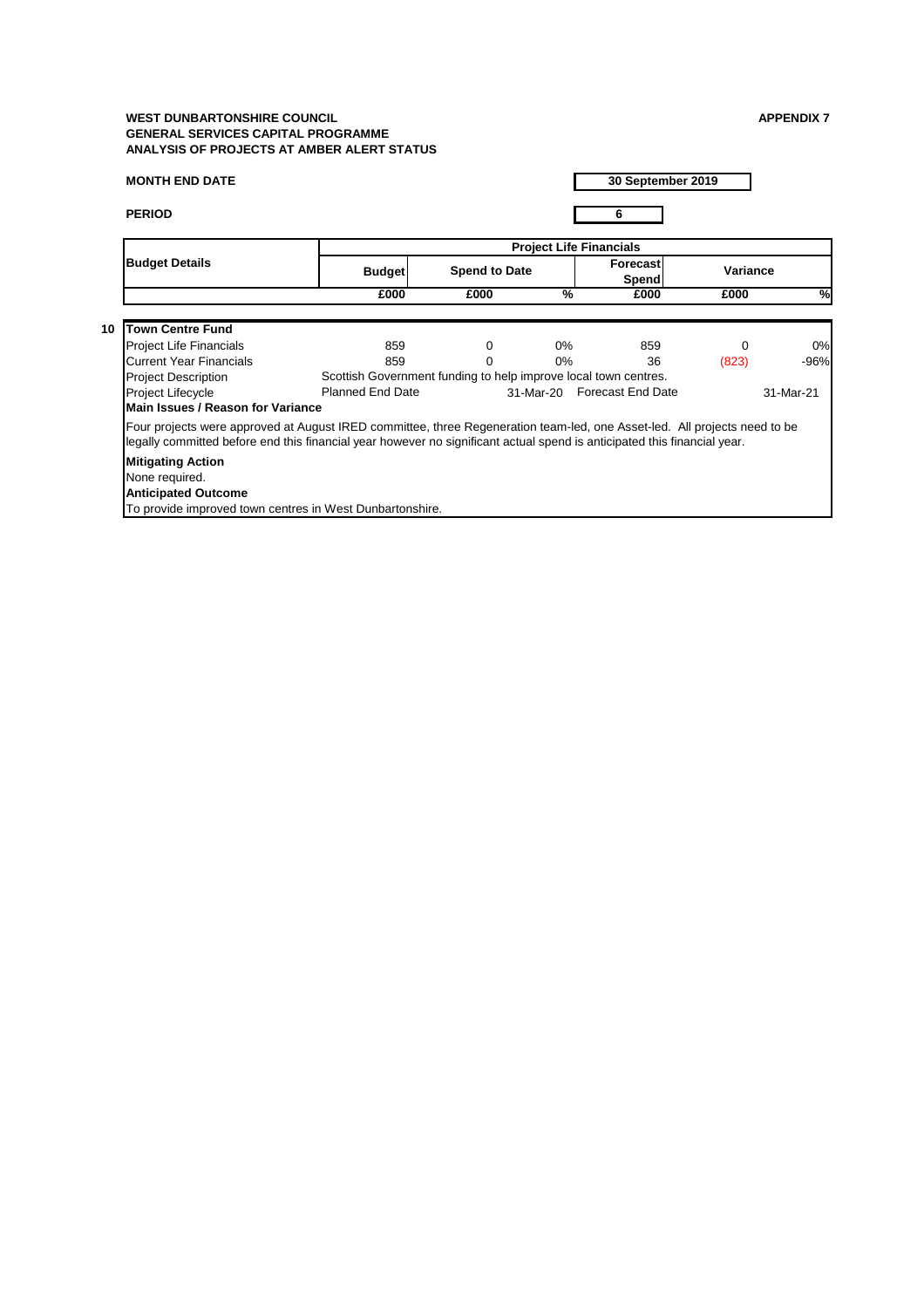**WEST DUNBARTONSHIRE COUNCIL**
**GENERAL SERVICES CAPITAL PROGRAMME**
**ANALYSIS OF PROJECTS AT AMBER ALERT STATUS**

**APPENDIX 7**

**MONTH END DATE** 30 September 2019

**PERIOD** 6

| Budget Details | Project Life Financials | | | | | |
|---|---|---|---|---|---|---|
| | Budget | Spend to Date | | Forecast Spend | Variance | |
| | £000 | £000 | % | £000 | £000 | % |
| **10 Town Centre Fund** | | | | | | |
| Project Life Financials | 859 | 0 | 0% | 859 | 0 | 0% |
| Current Year Financials | 859 | 0 | 0% | 36 | (823) | -96% |
| Project Description | Scottish Government funding to help improve local town centres. | | | | | |
| Project Lifecycle | Planned End Date | | 31-Mar-20 | Forecast End Date | | 31-Mar-21 |

**Main Issues / Reason for Variance**

Four projects were approved at August IRED committee, three Regeneration team-led, one Asset-led. All projects need to be legally committed before end this financial year however no significant actual spend is anticipated this financial year.

**Mitigating Action**

None required.

**Anticipated Outcome**

To provide improved town centres in West Dunbartonshire.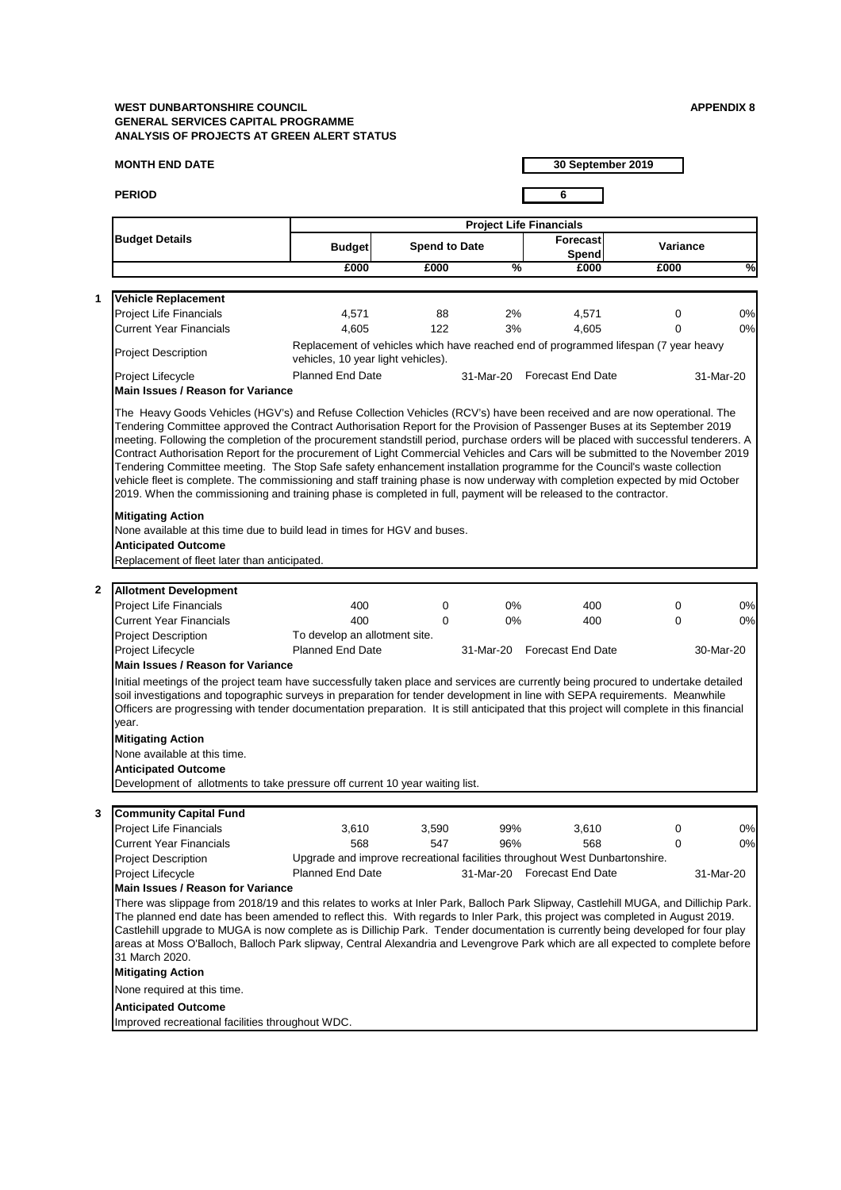**WEST DUNBARTONSHIRE COUNCIL**
**GENERAL SERVICES CAPITAL PROGRAMME**
**ANALYSIS OF PROJECTS AT GREEN ALERT STATUS**

**APPENDIX 8**

**MONTH END DATE** 30 September 2019

**PERIOD** 6

| | Budget Details | Project Life Financials | | | | | |
|---|---|---|---|---|---|---|---|
| | | Budget | Spend to Date | | Forecast Spend | Variance | |
| | | £000 | £000 | % | £000 | £000 | % |
| **1** | **Vehicle Replacement** | | | | | | |
| | Project Life Financials | 4,571 | 88 | 2% | 4,571 | 0 | 0% |
| | Current Year Financials | 4,605 | 122 | 3% | 4,605 | 0 | 0% |
| | Project Description | Replacement of vehicles which have reached end of programmed lifespan (7 year heavy vehicles, 10 year light vehicles). | | | | | |
| | Project Lifecycle | Planned End Date | | 31-Mar-20 | Forecast End Date | | 31-Mar-20 |

**Main Issues / Reason for Variance**

The Heavy Goods Vehicles (HGV's) and Refuse Collection Vehicles (RCV's) have been received and are now operational. The Tendering Committee approved the Contract Authorisation Report for the Provision of Passenger Buses at its September 2019 meeting. Following the completion of the procurement standstill period, purchase orders will be placed with successful tenderers. A Contract Authorisation Report for the procurement of Light Commercial Vehicles and Cars will be submitted to the November 2019 Tendering Committee meeting. The Stop Safe safety enhancement installation programme for the Council's waste collection vehicle fleet is complete. The commissioning and staff training phase is now underway with completion expected by mid October 2019. When the commissioning and training phase is completed in full, payment will be released to the contractor.

**Mitigating Action**

None available at this time due to build lead in times for HGV and buses.

**Anticipated Outcome**

Replacement of fleet later than anticipated.

| | Budget Details | Budget | Spend to Date | % | Forecast Spend | Variance | % |
|---|---|---|---|---|---|---|---|
| **2** | **Allotment Development** | | | | | | |
| | Project Life Financials | 400 | 0 | 0% | 400 | 0 | 0% |
| | Current Year Financials | 400 | 0 | 0% | 400 | 0 | 0% |
| | Project Description | To develop an allotment site. | | | | | |
| | Project Lifecycle | Planned End Date | | 31-Mar-20 | Forecast End Date | | 30-Mar-20 |

**Main Issues / Reason for Variance**

Initial meetings of the project team have successfully taken place and services are currently being procured to undertake detailed soil investigations and topographic surveys in preparation for tender development in line with SEPA requirements. Meanwhile Officers are progressing with tender documentation preparation. It is still anticipated that this project will complete in this financial year.

**Mitigating Action**

None available at this time.

**Anticipated Outcome**

Development of allotments to take pressure off current 10 year waiting list.

| | Budget Details | Budget | Spend to Date | % | Forecast Spend | Variance | % |
|---|---|---|---|---|---|---|---|
| **3** | **Community Capital Fund** | | | | | | |
| | Project Life Financials | 3,610 | 3,590 | 99% | 3,610 | 0 | 0% |
| | Current Year Financials | 568 | 547 | 96% | 568 | 0 | 0% |
| | Project Description | Upgrade and improve recreational facilities throughout West Dunbartonshire. | | | | | |
| | Project Lifecycle | Planned End Date | | 31-Mar-20 | Forecast End Date | | 31-Mar-20 |

**Main Issues / Reason for Variance**

There was slippage from 2018/19 and this relates to works at Inler Park, Balloch Park Slipway, Castlehill MUGA, and Dillichip Park. The planned end date has been amended to reflect this. With regards to Inler Park, this project was completed in August 2019. Castlehill upgrade to MUGA is now complete as is Dillichip Park. Tender documentation is currently being developed for four play areas at Moss O'Balloch, Balloch Park slipway, Central Alexandria and Levengrove Park which are all expected to complete before 31 March 2020.

**Mitigating Action**

None required at this time.

**Anticipated Outcome**

Improved recreational facilities throughout WDC.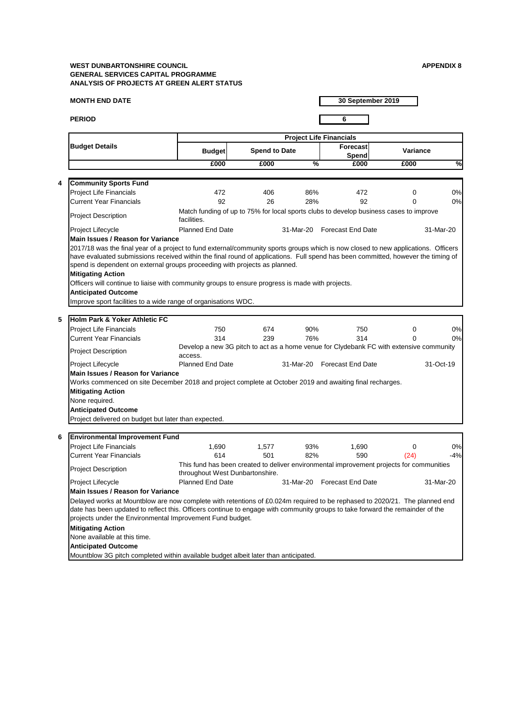**WEST DUNBARTONSHIRE COUNCIL**
**GENERAL SERVICES CAPITAL PROGRAMME**
**ANALYSIS OF PROJECTS AT GREEN ALERT STATUS**

**APPENDIX 8**

**MONTH END DATE** 30 September 2019

**PERIOD** 6

| | Budget Details | Project Life Financials | | | | | |
|---|---|---|---|---|---|---|---|
| | | Budget | Spend to Date | | Forecast Spend | Variance | |
| | | £000 | £000 | % | £000 | £000 | % |
| **4** | **Community Sports Fund** | | | | | | |
| | Project Life Financials | 472 | 406 | 86% | 472 | 0 | 0% |
| | Current Year Financials | 92 | 26 | 28% | 92 | 0 | 0% |
| | Project Description | Match funding of up to 75% for local sports clubs to develop business cases to improve facilities. | | | | | |
| | Project Lifecycle | Planned End Date | | 31-Mar-20 | Forecast End Date | | 31-Mar-20 |

**Main Issues / Reason for Variance**
2017/18 was the final year of a project to fund external/community sports groups which is now closed to new applications. Officers have evaluated submissions received within the final round of applications. Full spend has been committed, however the timing of spend is dependent on external groups proceeding with projects as planned.
**Mitigating Action**
Officers will continue to liaise with community groups to ensure progress is made with projects.
**Anticipated Outcome**
Improve sport facilities to a wide range of organisations WDC.

| | Budget Details | Budget | Spend to Date | % | Forecast Spend | Variance | % |
|---|---|---|---|---|---|---|---|
| **5** | **Holm Park & Yoker Athletic FC** | | | | | | |
| | Project Life Financials | 750 | 674 | 90% | 750 | 0 | 0% |
| | Current Year Financials | 314 | 239 | 76% | 314 | 0 | 0% |
| | Project Description | Develop a new 3G pitch to act as a home venue for Clydebank FC with extensive community access. | | | | | |
| | Project Lifecycle | Planned End Date | | 31-Mar-20 | Forecast End Date | | 31-Oct-19 |

**Main Issues / Reason for Variance**
Works commenced on site December 2018 and project complete at October 2019 and awaiting final recharges.
**Mitigating Action**
None required.
**Anticipated Outcome**
Project delivered on budget but later than expected.

| | Budget Details | Budget | Spend to Date | % | Forecast Spend | Variance | % |
|---|---|---|---|---|---|---|---|
| **6** | **Environmental Improvement Fund** | | | | | | |
| | Project Life Financials | 1,690 | 1,577 | 93% | 1,690 | 0 | 0% |
| | Current Year Financials | 614 | 501 | 82% | 590 | (24) | -4% |
| | Project Description | This fund has been created to deliver environmental improvement projects for communities throughout West Dunbartonshire. | | | | | |
| | Project Lifecycle | Planned End Date | | 31-Mar-20 | Forecast End Date | | 31-Mar-20 |

**Main Issues / Reason for Variance**
Delayed works at Mountblow are now complete with retentions of £0.024m required to be rephased to 2020/21. The planned end date has been updated to reflect this. Officers continue to engage with community groups to take forward the remainder of the projects under the Environmental Improvement Fund budget.
**Mitigating Action**
None available at this time.
**Anticipated Outcome**
Mountblow 3G pitch completed within available budget albeit later than anticipated.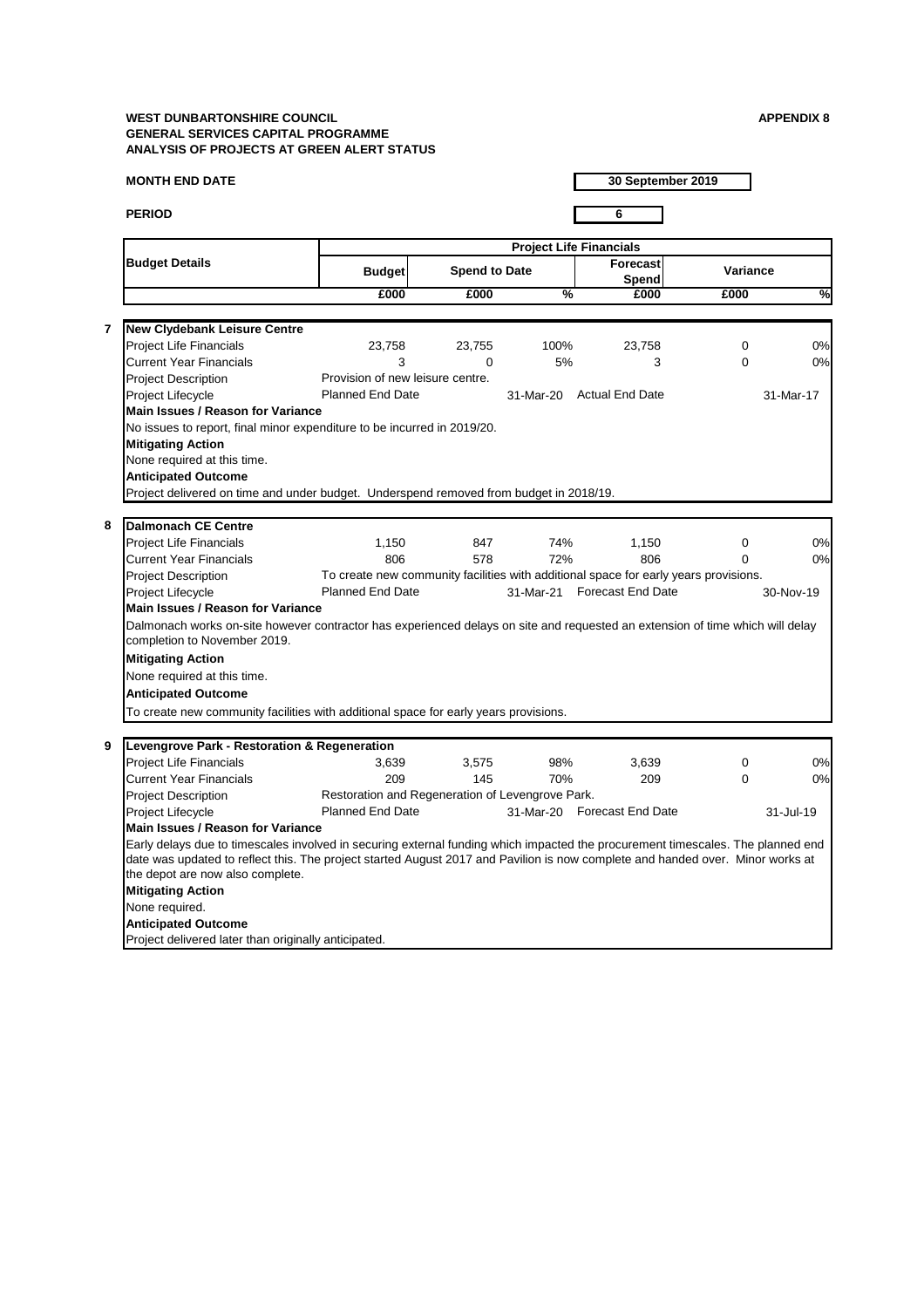**WEST DUNBARTONSHIRE COUNCIL**
**GENERAL SERVICES CAPITAL PROGRAMME**
**ANALYSIS OF PROJECTS AT GREEN ALERT STATUS**

**APPENDIX 8**

**MONTH END DATE** 30 September 2019

**PERIOD** 6

| | Budget Details | Project Life Financials | | | | | |
|---|---|---|---|---|---|---|---|
| | | Budget | Spend to Date | | Forecast Spend | Variance | |
| | | £000 | £000 | % | £000 | £000 | % |
| **7** | **New Clydebank Leisure Centre** | | | | | | |
| | Project Life Financials | 23,758 | 23,755 | 100% | 23,758 | 0 | 0% |
| | Current Year Financials | 3 | 0 | 5% | 3 | 0 | 0% |
| | Project Description | Provision of new leisure centre. | | | | | |
| | Project Lifecycle | Planned End Date | | 31-Mar-20 | Actual End Date | | 31-Mar-17 |
| | **Main Issues / Reason for Variance** | | | | | | |
| | No issues to report, final minor expenditure to be incurred in 2019/20. | | | | | | |
| | **Mitigating Action** | | | | | | |
| | None required at this time. | | | | | | |
| | **Anticipated Outcome** | | | | | | |
| | Project delivered on time and under budget. Underspend removed from budget in 2018/19. | | | | | | |
| **8** | **Dalmonach CE Centre** | | | | | | |
| | Project Life Financials | 1,150 | 847 | 74% | 1,150 | 0 | 0% |
| | Current Year Financials | 806 | 578 | 72% | 806 | 0 | 0% |
| | Project Description | To create new community facilities with additional space for early years provisions. | | | | | |
| | Project Lifecycle | Planned End Date | | 31-Mar-21 | Forecast End Date | | 30-Nov-19 |
| | **Main Issues / Reason for Variance** | | | | | | |
| | Dalmonach works on-site however contractor has experienced delays on site and requested an extension of time which will delay completion to November 2019. | | | | | | |
| | **Mitigating Action** | | | | | | |
| | None required at this time. | | | | | | |
| | **Anticipated Outcome** | | | | | | |
| | To create new community facilities with additional space for early years provisions. | | | | | | |
| **9** | **Levengrove Park - Restoration & Regeneration** | | | | | | |
| | Project Life Financials | 3,639 | 3,575 | 98% | 3,639 | 0 | 0% |
| | Current Year Financials | 209 | 145 | 70% | 209 | 0 | 0% |
| | Project Description | Restoration and Regeneration of Levengrove Park. | | | | | |
| | Project Lifecycle | Planned End Date | | 31-Mar-20 | Forecast End Date | | 31-Jul-19 |
| | **Main Issues / Reason for Variance** | | | | | | |
| | Early delays due to timescales involved in securing external funding which impacted the procurement timescales. The planned end date was updated to reflect this. The project started August 2017 and Pavilion is now complete and handed over. Minor works at the depot are now also complete. | | | | | | |
| | **Mitigating Action** | | | | | | |
| | None required. | | | | | | |
| | **Anticipated Outcome** | | | | | | |
| | Project delivered later than originally anticipated. | | | | | | |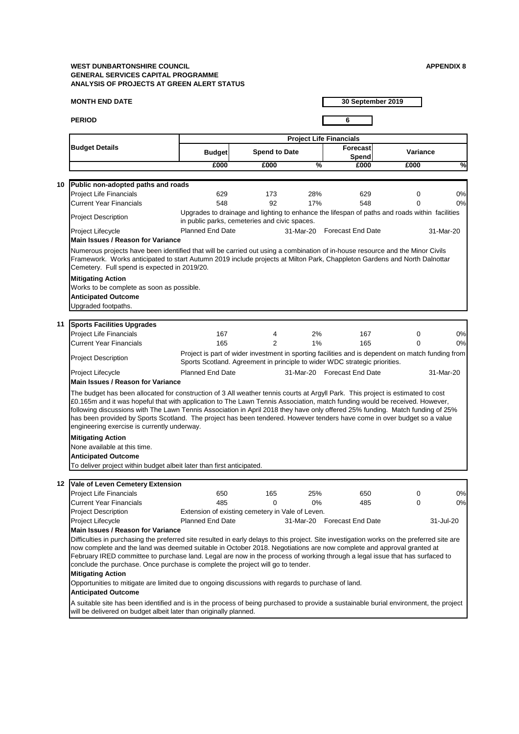**WEST DUNBARTONSHIRE COUNCIL**
**GENERAL SERVICES CAPITAL PROGRAMME**
**ANALYSIS OF PROJECTS AT GREEN ALERT STATUS**

**APPENDIX 8**

**MONTH END DATE** 30 September 2019

**PERIOD** 6

| Budget Details | Project Life Financials | | | | | |
|---|---|---|---|---|---|---|
| | Budget | Spend to Date | | Forecast Spend | Variance | |
| | £000 | £000 | % | £000 | £000 | % |

## 10 Public non-adopted paths and roads

| | Budget | Spend to Date | % | Forecast Spend | Variance | % |
|---|---|---|---|---|---|---|
| Project Life Financials | 629 | 173 | 28% | 629 | 0 | 0% |
| Current Year Financials | 548 | 92 | 17% | 548 | 0 | 0% |

**Project Description:** Upgrades to drainage and lighting to enhance the lifespan of paths and roads within facilities in public parks, cemeteries and civic spaces.

**Project Lifecycle:** Planned End Date 31-Mar-20 Forecast End Date 31-Mar-20

**Main Issues / Reason for Variance**

Numerous projects have been identified that will be carried out using a combination of in-house resource and the Minor Civils Framework. Works anticipated to start Autumn 2019 include projects at Milton Park, Chappleton Gardens and North Dalnottar Cemetery. Full spend is expected in 2019/20.

**Mitigating Action**

Works to be complete as soon as possible.

**Anticipated Outcome**

Upgraded footpaths.

## 11 Sports Facilities Upgrades

| | Budget | Spend to Date | % | Forecast Spend | Variance | % |
|---|---|---|---|---|---|---|
| Project Life Financials | 167 | 4 | 2% | 167 | 0 | 0% |
| Current Year Financials | 165 | 2 | 1% | 165 | 0 | 0% |

**Project Description:** Project is part of wider investment in sporting facilities and is dependent on match funding from Sports Scotland. Agreement in principle to wider WDC strategic priorities.

**Project Lifecycle:** Planned End Date 31-Mar-20 Forecast End Date 31-Mar-20

**Main Issues / Reason for Variance**

The budget has been allocated for construction of 3 All weather tennis courts at Argyll Park. This project is estimated to cost £0.165m and it was hopeful that with application to The Lawn Tennis Association, match funding would be received. However, following discussions with The Lawn Tennis Association in April 2018 they have only offered 25% funding. Match funding of 25% has been provided by Sports Scotland. The project has been tendered. However tenders have come in over budget so a value engineering exercise is currently underway.

**Mitigating Action**

None available at this time.

**Anticipated Outcome**

To deliver project within budget albeit later than first anticipated.

## 12 Vale of Leven Cemetery Extension

| | Budget | Spend to Date | % | Forecast Spend | Variance | % |
|---|---|---|---|---|---|---|
| Project Life Financials | 650 | 165 | 25% | 650 | 0 | 0% |
| Current Year Financials | 485 | 0 | 0% | 485 | 0 | 0% |

**Project Description:** Extension of existing cemetery in Vale of Leven.

**Project Lifecycle:** Planned End Date 31-Mar-20 Forecast End Date 31-Jul-20

**Main Issues / Reason for Variance**

Difficulties in purchasing the preferred site resulted in early delays to this project. Site investigation works on the preferred site are now complete and the land was deemed suitable in October 2018. Negotiations are now complete and approval granted at February IRED committee to purchase land. Legal are now in the process of working through a legal issue that has surfaced to conclude the purchase. Once purchase is complete the project will go to tender.

**Mitigating Action**

Opportunities to mitigate are limited due to ongoing discussions with regards to purchase of land.

**Anticipated Outcome**

A suitable site has been identified and is in the process of being purchased to provide a sustainable burial environment, the project will be delivered on budget albeit later than originally planned.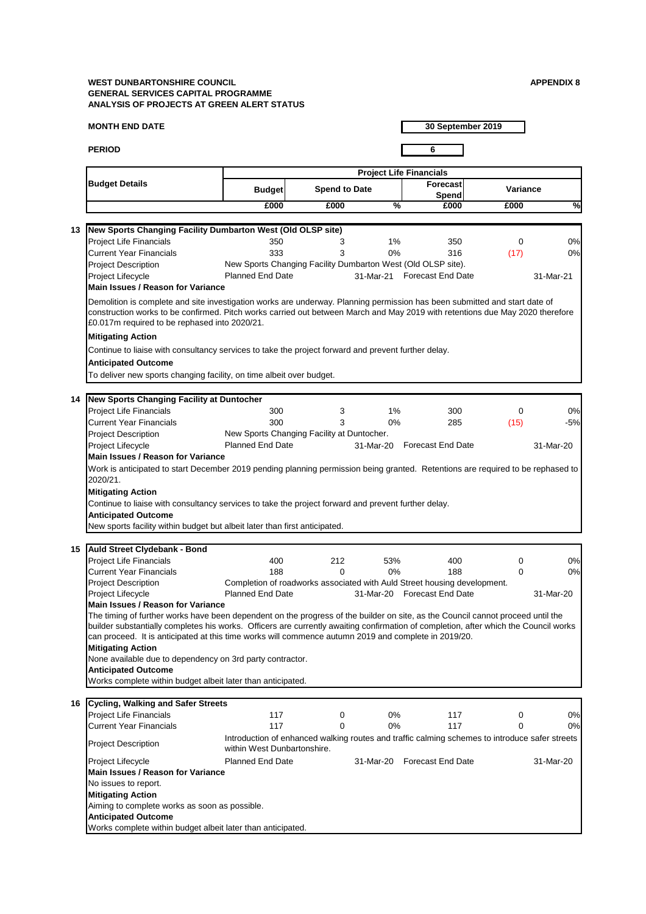**WEST DUNBARTONSHIRE COUNCIL**
**GENERAL SERVICES CAPITAL PROGRAMME**
**ANALYSIS OF PROJECTS AT GREEN ALERT STATUS**

**APPENDIX 8**

**MONTH END DATE** 30 September 2019

**PERIOD** 6

| Budget Details | Project Life Financials | | | | | |
|---|---|---|---|---|---|---|
| | Budget | Spend to Date | | Forecast Spend | Variance | |
| | £000 | £000 | % | £000 | £000 | % |

## 13 New Sports Changing Facility Dumbarton West (Old OLSP site)

| | Budget | Spend to Date | % | Forecast Spend | Variance | % |
|---|---|---|---|---|---|---|
| Project Life Financials | 350 | 3 | 1% | 350 | 0 | 0% |
| Current Year Financials | 333 | 3 | 0% | 316 | (17) | 0% |

Project Description: New Sports Changing Facility Dumbarton West (Old OLSP site).

Project Lifecycle: Planned End Date 31-Mar-21 | Forecast End Date 31-Mar-21

**Main Issues / Reason for Variance**

Demolition is complete and site investigation works are underway. Planning permission has been submitted and start date of construction works to be confirmed. Pitch works carried out between March and May 2019 with retentions due May 2020 therefore £0.017m required to be rephased into 2020/21.

**Mitigating Action**

Continue to liaise with consultancy services to take the project forward and prevent further delay.

**Anticipated Outcome**

To deliver new sports changing facility, on time albeit over budget.

## 14 New Sports Changing Facility at Duntocher

| | Budget | Spend to Date | % | Forecast Spend | Variance | % |
|---|---|---|---|---|---|---|
| Project Life Financials | 300 | 3 | 1% | 300 | 0 | 0% |
| Current Year Financials | 300 | 3 | 0% | 285 | (15) | -5% |

Project Description: New Sports Changing Facility at Duntocher.

Project Lifecycle: Planned End Date 31-Mar-20 | Forecast End Date 31-Mar-20

**Main Issues / Reason for Variance**

Work is anticipated to start December 2019 pending planning permission being granted. Retentions are required to be rephased to 2020/21.

**Mitigating Action**

Continue to liaise with consultancy services to take the project forward and prevent further delay.

**Anticipated Outcome**

New sports facility within budget but albeit later than first anticipated.

## 15 Auld Street Clydebank - Bond

| | Budget | Spend to Date | % | Forecast Spend | Variance | % |
|---|---|---|---|---|---|---|
| Project Life Financials | 400 | 212 | 53% | 400 | 0 | 0% |
| Current Year Financials | 188 | 0 | 0% | 188 | 0 | 0% |

Project Description: Completion of roadworks associated with Auld Street housing development.

Project Lifecycle: Planned End Date 31-Mar-20 | Forecast End Date 31-Mar-20

**Main Issues / Reason for Variance**

The timing of further works have been dependent on the progress of the builder on site, as the Council cannot proceed until the builder substantially completes his works. Officers are currently awaiting confirmation of completion, after which the Council works can proceed. It is anticipated at this time works will commence autumn 2019 and complete in 2019/20.

**Mitigating Action**

None available due to dependency on 3rd party contractor.

**Anticipated Outcome**

Works complete within budget albeit later than anticipated.

## 16 Cycling, Walking and Safer Streets

| | Budget | Spend to Date | % | Forecast Spend | Variance | % |
|---|---|---|---|---|---|---|
| Project Life Financials | 117 | 0 | 0% | 117 | 0 | 0% |
| Current Year Financials | 117 | 0 | 0% | 117 | 0 | 0% |

Project Description: Introduction of enhanced walking routes and traffic calming schemes to introduce safer streets within West Dunbartonshire.

Project Lifecycle: Planned End Date 31-Mar-20 | Forecast End Date 31-Mar-20

**Main Issues / Reason for Variance**

No issues to report.

**Mitigating Action**

Aiming to complete works as soon as possible.

**Anticipated Outcome**

Works complete within budget albeit later than anticipated.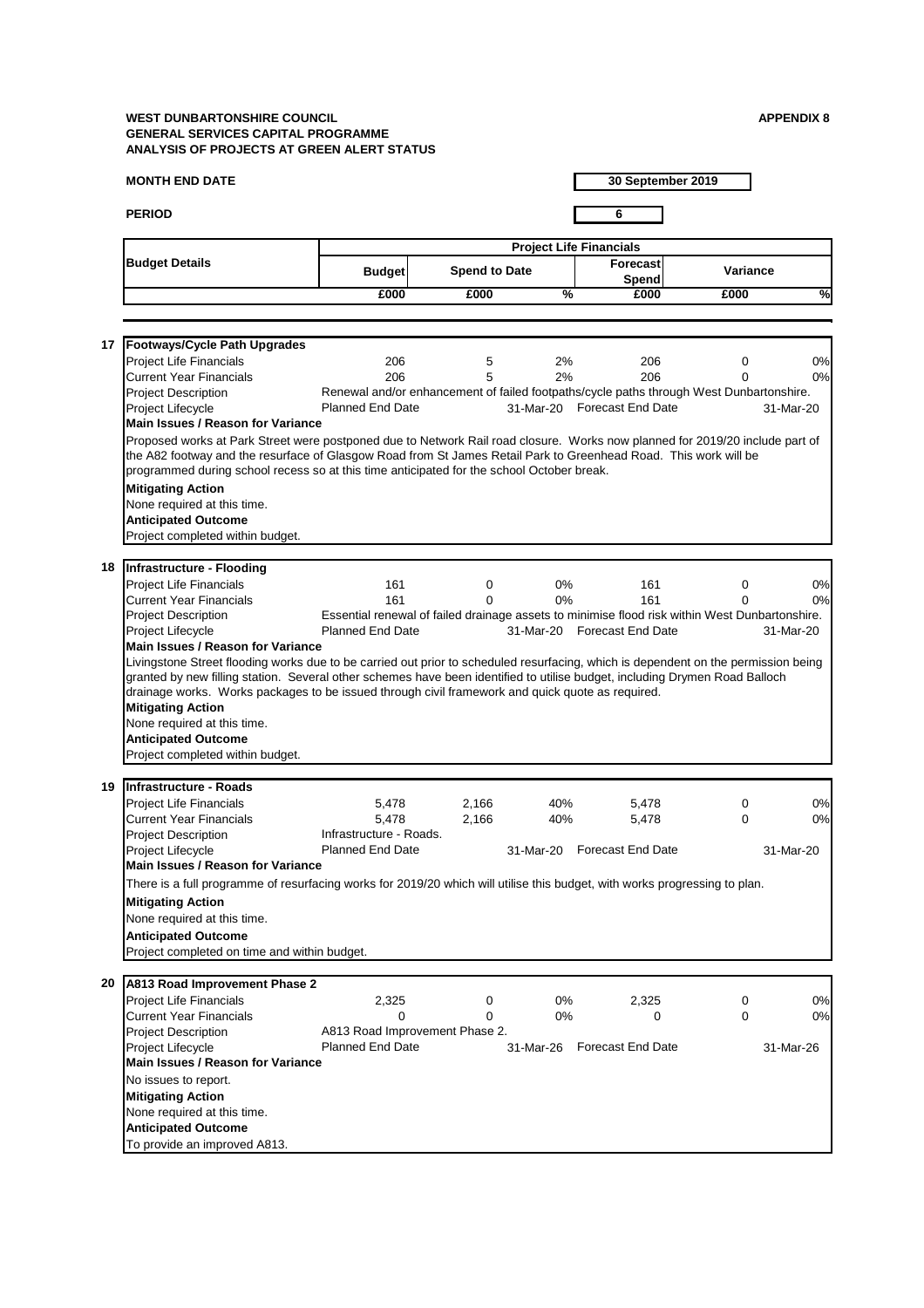**WEST DUNBARTONSHIRE COUNCIL**
**GENERAL SERVICES CAPITAL PROGRAMME**
**ANALYSIS OF PROJECTS AT GREEN ALERT STATUS**

**APPENDIX 8**

**MONTH END DATE** 30 September 2019

**PERIOD** 6

| Budget Details | Project Life Financials | | | | | |
|---|---|---|---|---|---|---|
| | Budget | Spend to Date | | Forecast Spend | Variance | |
| | £000 | £000 | % | £000 | £000 | % |

**17 Footways/Cycle Path Upgrades**

| | | | | | | |
|---|---|---|---|---|---|---|
| Project Life Financials | 206 | 5 | 2% | 206 | 0 | 0% |
| Current Year Financials | 206 | 5 | 2% | 206 | 0 | 0% |

Project Description: Renewal and/or enhancement of failed footpaths/cycle paths through West Dunbartonshire.

Project Lifecycle: Planned End Date 31-Mar-20 Forecast End Date 31-Mar-20

**Main Issues / Reason for Variance**

Proposed works at Park Street were postponed due to Network Rail road closure. Works now planned for 2019/20 include part of the A82 footway and the resurface of Glasgow Road from St James Retail Park to Greenhead Road. This work will be programmed during school recess so at this time anticipated for the school October break.

**Mitigating Action**

None required at this time.

**Anticipated Outcome**

Project completed within budget.

**18 Infrastructure - Flooding**

| | | | | | | |
|---|---|---|---|---|---|---|
| Project Life Financials | 161 | 0 | 0% | 161 | 0 | 0% |
| Current Year Financials | 161 | 0 | 0% | 161 | 0 | 0% |

Project Description: Essential renewal of failed drainage assets to minimise flood risk within West Dunbartonshire.

Project Lifecycle: Planned End Date 31-Mar-20 Forecast End Date 31-Mar-20

**Main Issues / Reason for Variance**

Livingstone Street flooding works due to be carried out prior to scheduled resurfacing, which is dependent on the permission being granted by new filling station. Several other schemes have been identified to utilise budget, including Drymen Road Balloch drainage works. Works packages to be issued through civil framework and quick quote as required.

**Mitigating Action**

None required at this time.

**Anticipated Outcome**

Project completed within budget.

**19 Infrastructure - Roads**

| | | | | | | |
|---|---|---|---|---|---|---|
| Project Life Financials | 5,478 | 2,166 | 40% | 5,478 | 0 | 0% |
| Current Year Financials | 5,478 | 2,166 | 40% | 5,478 | 0 | 0% |

Project Description: Infrastructure - Roads.

Project Lifecycle: Planned End Date 31-Mar-20 Forecast End Date 31-Mar-20

**Main Issues / Reason for Variance**

There is a full programme of resurfacing works for 2019/20 which will utilise this budget, with works progressing to plan.

**Mitigating Action**

None required at this time.

**Anticipated Outcome**

Project completed on time and within budget.

**20 A813 Road Improvement Phase 2**

| | | | | | | |
|---|---|---|---|---|---|---|
| Project Life Financials | 2,325 | 0 | 0% | 2,325 | 0 | 0% |
| Current Year Financials | 0 | 0 | 0% | 0 | 0 | 0% |

Project Description: A813 Road Improvement Phase 2.

Project Lifecycle: Planned End Date 31-Mar-26 Forecast End Date 31-Mar-26

**Main Issues / Reason for Variance**

No issues to report.

**Mitigating Action**

None required at this time.

**Anticipated Outcome**

To provide an improved A813.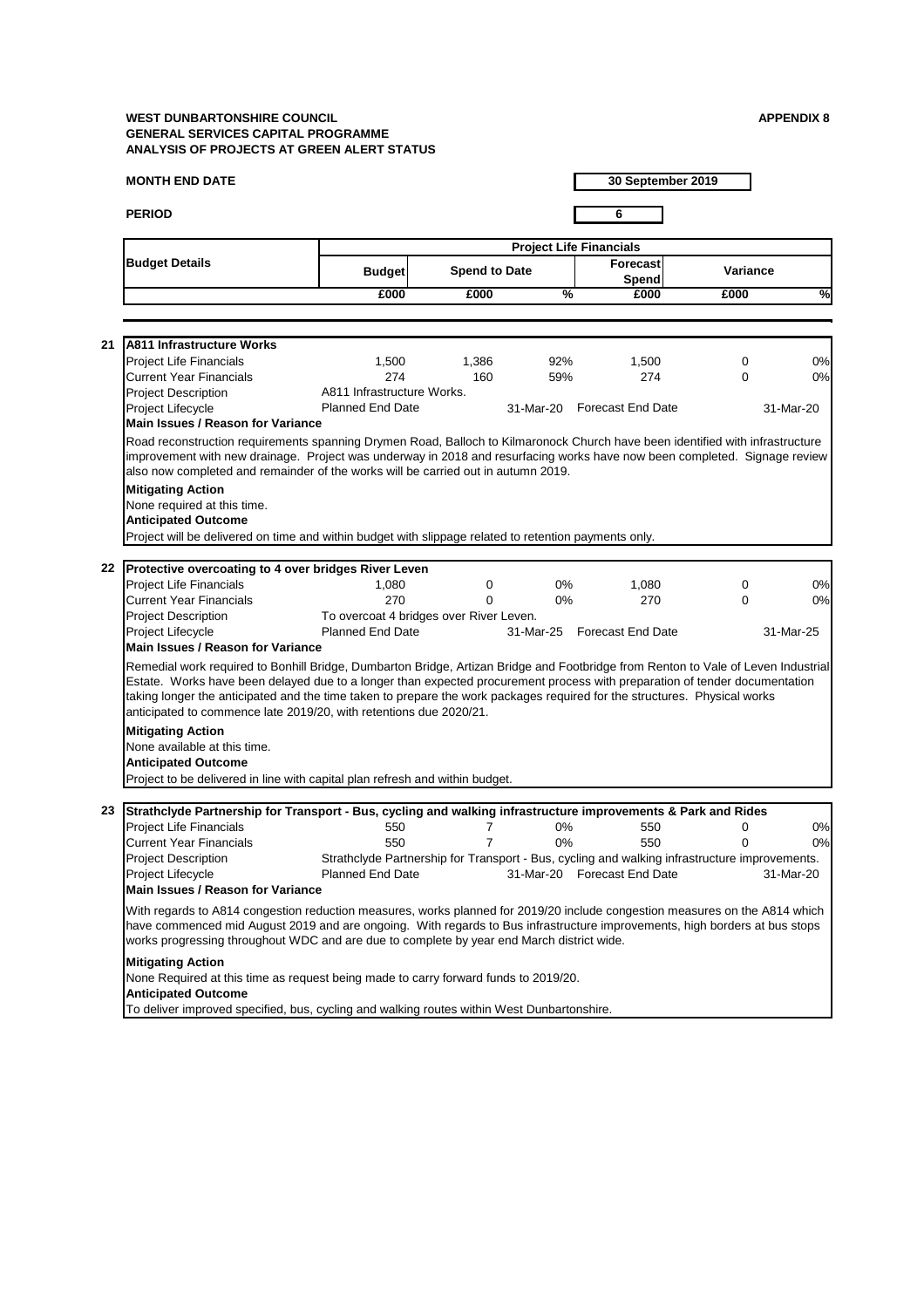**WEST DUNBARTONSHIRE COUNCIL**
**GENERAL SERVICES CAPITAL PROGRAMME**
**ANALYSIS OF PROJECTS AT GREEN ALERT STATUS**

**APPENDIX 8**

**MONTH END DATE** 30 September 2019

**PERIOD** 6

| Budget Details | Project Life Financials | | | | | |
|---|---|---|---|---|---|---|
| | Budget | Spend to Date | | Forecast Spend | Variance | |
| | £000 | £000 | % | £000 | £000 | % |

## 21 A811 Infrastructure Works

| | Budget | Spend to Date | % | Forecast Spend | Variance | % |
|---|---|---|---|---|---|---|
| Project Life Financials | 1,500 | 1,386 | 92% | 1,500 | 0 | 0% |
| Current Year Financials | 274 | 160 | 59% | 274 | 0 | 0% |

Project Description: A811 Infrastructure Works.

Project Lifecycle: Planned End Date 31-Mar-20 — Forecast End Date 31-Mar-20

**Main Issues / Reason for Variance**

Road reconstruction requirements spanning Drymen Road, Balloch to Kilmaronock Church have been identified with infrastructure improvement with new drainage. Project was underway in 2018 and resurfacing works have now been completed. Signage review also now completed and remainder of the works will be carried out in autumn 2019.

**Mitigating Action**

None required at this time.

**Anticipated Outcome**

Project will be delivered on time and within budget with slippage related to retention payments only.

## 22 Protective overcoating to 4 over bridges River Leven

| | Budget | Spend to Date | % | Forecast Spend | Variance | % |
|---|---|---|---|---|---|---|
| Project Life Financials | 1,080 | 0 | 0% | 1,080 | 0 | 0% |
| Current Year Financials | 270 | 0 | 0% | 270 | 0 | 0% |

Project Description: To overcoat 4 bridges over River Leven.

Project Lifecycle: Planned End Date 31-Mar-25 — Forecast End Date 31-Mar-25

**Main Issues / Reason for Variance**

Remedial work required to Bonhill Bridge, Dumbarton Bridge, Artizan Bridge and Footbridge from Renton to Vale of Leven Industrial Estate. Works have been delayed due to a longer than expected procurement process with preparation of tender documentation taking longer the anticipated and the time taken to prepare the work packages required for the structures. Physical works anticipated to commence late 2019/20, with retentions due 2020/21.

**Mitigating Action**

None available at this time.

**Anticipated Outcome**

Project to be delivered in line with capital plan refresh and within budget.

## 23 Strathclyde Partnership for Transport - Bus, cycling and walking infrastructure improvements & Park and Rides

| | Budget | Spend to Date | % | Forecast Spend | Variance | % |
|---|---|---|---|---|---|---|
| Project Life Financials | 550 | 7 | 0% | 550 | 0 | 0% |
| Current Year Financials | 550 | 7 | 0% | 550 | 0 | 0% |

Project Description: Strathclyde Partnership for Transport - Bus, cycling and walking infrastructure improvements.

Project Lifecycle: Planned End Date 31-Mar-20 — Forecast End Date 31-Mar-20

**Main Issues / Reason for Variance**

With regards to A814 congestion reduction measures, works planned for 2019/20 include congestion measures on the A814 which have commenced mid August 2019 and are ongoing. With regards to Bus infrastructure improvements, high borders at bus stops works progressing throughout WDC and are due to complete by year end March district wide.

**Mitigating Action**

None Required at this time as request being made to carry forward funds to 2019/20.

**Anticipated Outcome**

To deliver improved specified, bus, cycling and walking routes within West Dunbartonshire.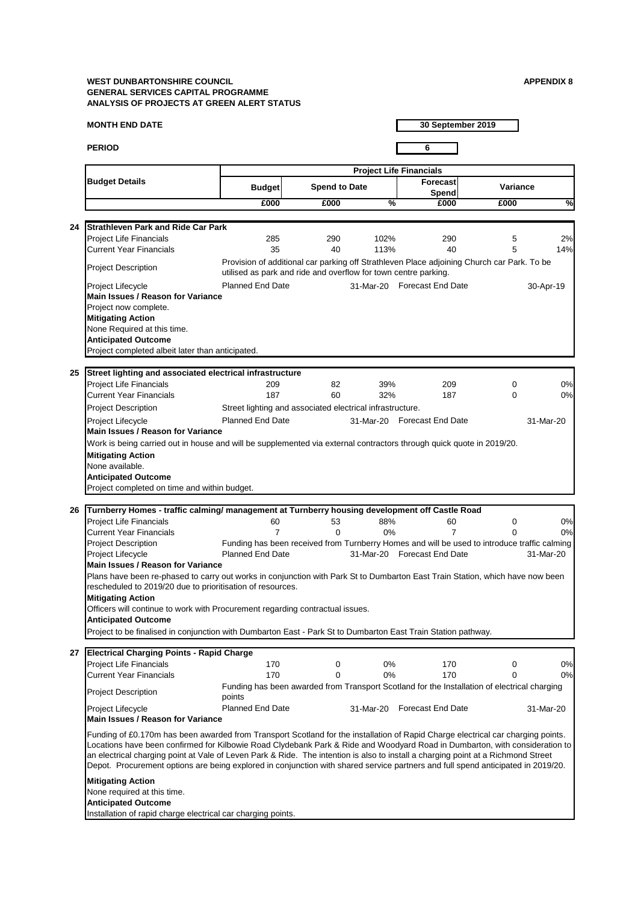**WEST DUNBARTONSHIRE COUNCIL**
**GENERAL SERVICES CAPITAL PROGRAMME**
**ANALYSIS OF PROJECTS AT GREEN ALERT STATUS**

**APPENDIX 8**

**MONTH END DATE** 30 September 2019

**PERIOD** 6

| Budget Details | Budget | Spend to Date | | Forecast Spend | Variance | |
|---|---|---|---|---|---|---|
| | £000 | £000 | % | £000 | £000 | % |

## 24 Strathleven Park and Ride Car Park

| | Budget £000 | Spend to Date £000 | % | Forecast Spend £000 | Variance £000 | % |
|---|---|---|---|---|---|---|
| Project Life Financials | 285 | 290 | 102% | 290 | 5 | 2% |
| Current Year Financials | 35 | 40 | 113% | 40 | 5 | 14% |

**Project Description:** Provision of additional car parking off Strathleven Place adjoining Church car Park. To be utilised as park and ride and overflow for town centre parking.

**Project Lifecycle:** Planned End Date 31-Mar-20 | Forecast End Date 30-Apr-19

**Main Issues / Reason for Variance**
Project now complete.

**Mitigating Action**
None Required at this time.

**Anticipated Outcome**
Project completed albeit later than anticipated.

## 25 Street lighting and associated electrical infrastructure

| | Budget £000 | Spend to Date £000 | % | Forecast Spend £000 | Variance £000 | % |
|---|---|---|---|---|---|---|
| Project Life Financials | 209 | 82 | 39% | 209 | 0 | 0% |
| Current Year Financials | 187 | 60 | 32% | 187 | 0 | 0% |

**Project Description:** Street lighting and associated electrical infrastructure.

**Project Lifecycle:** Planned End Date 31-Mar-20 | Forecast End Date 31-Mar-20

**Main Issues / Reason for Variance**
Work is being carried out in house and will be supplemented via external contractors through quick quote in 2019/20.

**Mitigating Action**
None available.

**Anticipated Outcome**
Project completed on time and within budget.

## 26 Turnberry Homes - traffic calming/ management at Turnberry housing development off Castle Road

| | Budget £000 | Spend to Date £000 | % | Forecast Spend £000 | Variance £000 | % |
|---|---|---|---|---|---|---|
| Project Life Financials | 60 | 53 | 88% | 60 | 0 | 0% |
| Current Year Financials | 7 | 0 | 0% | 7 | 0 | 0% |

**Project Description:** Funding has been received from Turnberry Homes and will be used to introduce traffic calming

**Project Lifecycle:** Planned End Date 31-Mar-20 | Forecast End Date 31-Mar-20

**Main Issues / Reason for Variance**
Plans have been re-phased to carry out works in conjunction with Park St to Dumbarton East Train Station, which have now been rescheduled to 2019/20 due to prioritisation of resources.

**Mitigating Action**
Officers will continue to work with Procurement regarding contractual issues.

**Anticipated Outcome**
Project to be finalised in conjunction with Dumbarton East - Park St to Dumbarton East Train Station pathway.

## 27 Electrical Charging Points - Rapid Charge

| | Budget £000 | Spend to Date £000 | % | Forecast Spend £000 | Variance £000 | % |
|---|---|---|---|---|---|---|
| Project Life Financials | 170 | 0 | 0% | 170 | 0 | 0% |
| Current Year Financials | 170 | 0 | 0% | 170 | 0 | 0% |

**Project Description:** Funding has been awarded from Transport Scotland for the Installation of electrical charging points

**Project Lifecycle:** Planned End Date 31-Mar-20 | Forecast End Date 31-Mar-20

**Main Issues / Reason for Variance**
Funding of £0.170m has been awarded from Transport Scotland for the installation of Rapid Charge electrical car charging points. Locations have been confirmed for Kilbowie Road Clydebank Park & Ride and Woodyard Road in Dumbarton, with consideration to an electrical charging point at Vale of Leven Park & Ride. The intention is also to install a charging point at a Richmond Street Depot. Procurement options are being explored in conjunction with shared service partners and full spend anticipated in 2019/20.

**Mitigating Action**
None required at this time.

**Anticipated Outcome**
Installation of rapid charge electrical car charging points.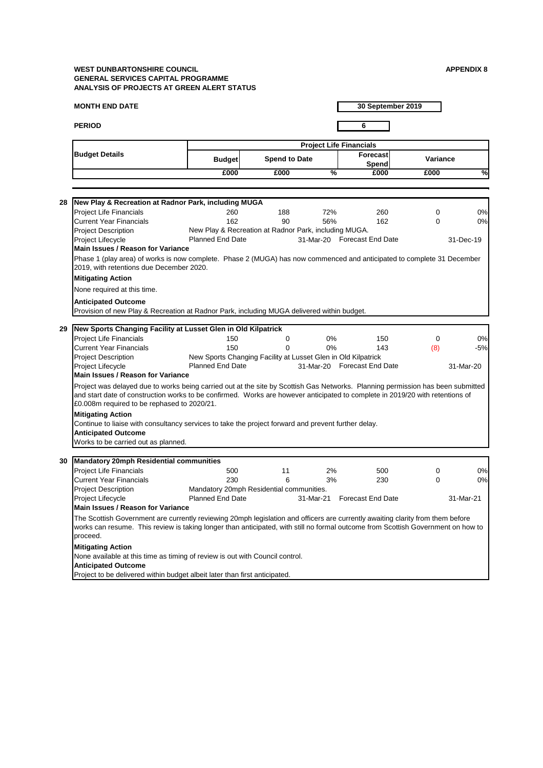**WEST DUNBARTONSHIRE COUNCIL**
**GENERAL SERVICES CAPITAL PROGRAMME**
**ANALYSIS OF PROJECTS AT GREEN ALERT STATUS**

**APPENDIX 8**

**MONTH END DATE** 30 September 2019

**PERIOD** 6

| Budget Details | Project Life Financials | | | | | |
|---|---|---|---|---|---|---|
| | Budget | Spend to Date | | Forecast Spend | Variance | |
| | £000 | £000 | % | £000 | £000 | % |

**28 New Play & Recreation at Radnor Park, including MUGA**

| | Budget | Spend to Date | % | Forecast Spend | Variance | % |
|---|---|---|---|---|---|---|
| Project Life Financials | 260 | 188 | 72% | 260 | 0 | 0% |
| Current Year Financials | 162 | 90 | 56% | 162 | 0 | 0% |

Project Description: New Play & Recreation at Radnor Park, including MUGA.

Project Lifecycle: Planned End Date 31-Mar-20 Forecast End Date 31-Dec-19

**Main Issues / Reason for Variance**

Phase 1 (play area) of works is now complete. Phase 2 (MUGA) has now commenced and anticipated to complete 31 December 2019, with retentions due December 2020.

**Mitigating Action**

None required at this time.

**Anticipated Outcome**

Provision of new Play & Recreation at Radnor Park, including MUGA delivered within budget.

**29 New Sports Changing Facility at Lusset Glen in Old Kilpatrick**

| | Budget | Spend to Date | % | Forecast Spend | Variance | % |
|---|---|---|---|---|---|---|
| Project Life Financials | 150 | 0 | 0% | 150 | 0 | 0% |
| Current Year Financials | 150 | 0 | 0% | 143 | (8) | -5% |

Project Description: New Sports Changing Facility at Lusset Glen in Old Kilpatrick

Project Lifecycle: Planned End Date 31-Mar-20 Forecast End Date 31-Mar-20

**Main Issues / Reason for Variance**

Project was delayed due to works being carried out at the site by Scottish Gas Networks. Planning permission has been submitted and start date of construction works to be confirmed. Works are however anticipated to complete in 2019/20 with retentions of £0.008m required to be rephased to 2020/21.

**Mitigating Action**

Continue to liaise with consultancy services to take the project forward and prevent further delay.

**Anticipated Outcome**

Works to be carried out as planned.

**30 Mandatory 20mph Residential communities**

| | Budget | Spend to Date | % | Forecast Spend | Variance | % |
|---|---|---|---|---|---|---|
| Project Life Financials | 500 | 11 | 2% | 500 | 0 | 0% |
| Current Year Financials | 230 | 6 | 3% | 230 | 0 | 0% |

Project Description: Mandatory 20mph Residential communities.

Project Lifecycle: Planned End Date 31-Mar-21 Forecast End Date 31-Mar-21

**Main Issues / Reason for Variance**

The Scottish Government are currently reviewing 20mph legislation and officers are currently awaiting clarity from them before works can resume. This review is taking longer than anticipated, with still no formal outcome from Scottish Government on how to proceed.

**Mitigating Action**

None available at this time as timing of review is out with Council control.

**Anticipated Outcome**

Project to be delivered within budget albeit later than first anticipated.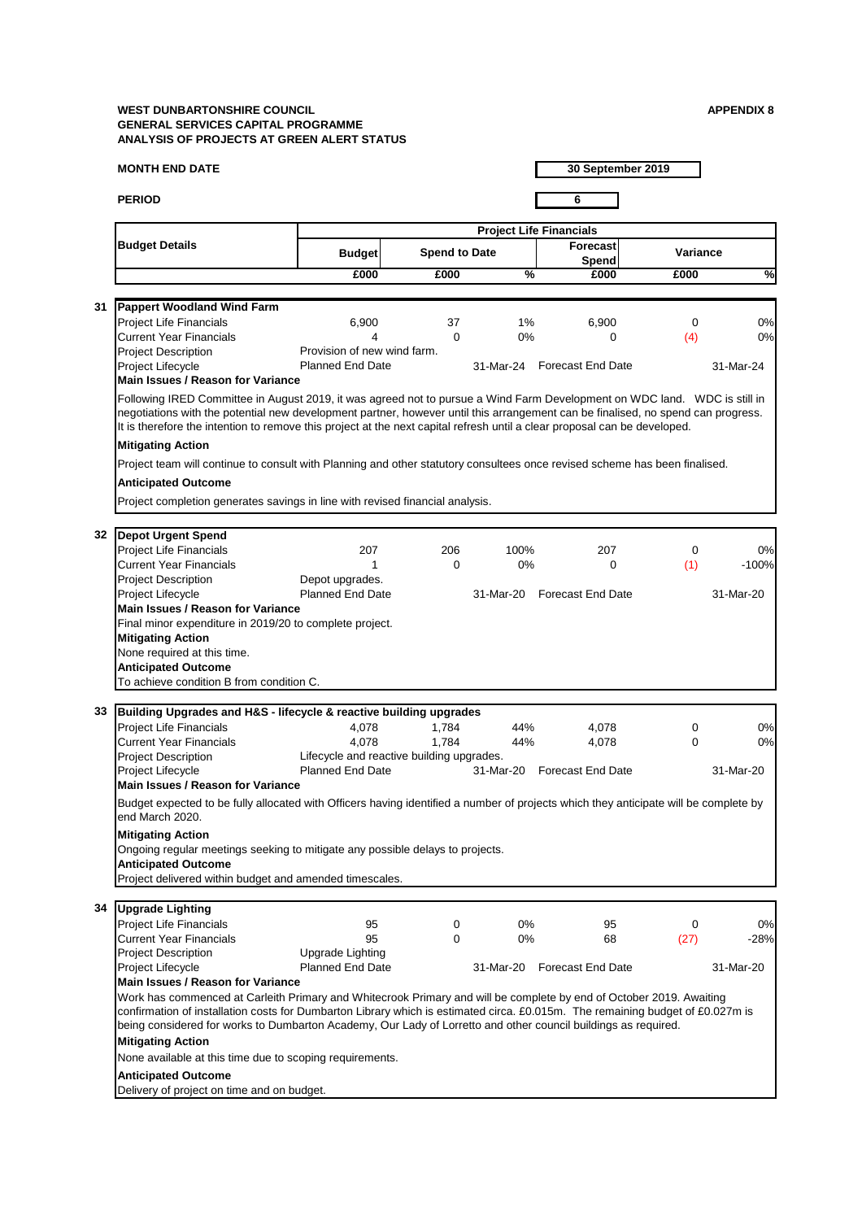**WEST DUNBARTONSHIRE COUNCIL** **APPENDIX 8**
**GENERAL SERVICES CAPITAL PROGRAMME**
**ANALYSIS OF PROJECTS AT GREEN ALERT STATUS**

**MONTH END DATE** 30 September 2019

**PERIOD** 6

| Budget Details | Project Life Financials | | | | | |
|---|---|---|---|---|---|---|
| | Budget | Spend to Date | | Forecast Spend | Variance | |
| | £000 | £000 | % | £000 | £000 | % |

**31 Pappert Woodland Wind Farm**

| | | | | | | |
|---|---|---|---|---|---|---|
| Project Life Financials | 6,900 | 37 | 1% | 6,900 | 0 | 0% |
| Current Year Financials | 4 | 0 | 0% | 0 | (4) | 0% |
| Project Description | Provision of new wind farm. | | | | | |
| Project Lifecycle | Planned End Date | | 31-Mar-24 | Forecast End Date | | 31-Mar-24 |

**Main Issues / Reason for Variance**

Following IRED Committee in August 2019, it was agreed not to pursue a Wind Farm Development on WDC land. WDC is still in negotiations with the potential new development partner, however until this arrangement can be finalised, no spend can progress. It is therefore the intention to remove this project at the next capital refresh until a clear proposal can be developed.

**Mitigating Action**

Project team will continue to consult with Planning and other statutory consultees once revised scheme has been finalised.

**Anticipated Outcome**

Project completion generates savings in line with revised financial analysis.

**32 Depot Urgent Spend**

| | | | | | | |
|---|---|---|---|---|---|---|
| Project Life Financials | 207 | 206 | 100% | 207 | 0 | 0% |
| Current Year Financials | 1 | 0 | 0% | 0 | (1) | -100% |
| Project Description | Depot upgrades. | | | | | |
| Project Lifecycle | Planned End Date | | 31-Mar-20 | Forecast End Date | | 31-Mar-20 |

**Main Issues / Reason for Variance**

Final minor expenditure in 2019/20 to complete project.

**Mitigating Action**

None required at this time.

**Anticipated Outcome**

To achieve condition B from condition C.

**33 Building Upgrades and H&S - lifecycle & reactive building upgrades**

| | | | | | | |
|---|---|---|---|---|---|---|
| Project Life Financials | 4,078 | 1,784 | 44% | 4,078 | 0 | 0% |
| Current Year Financials | 4,078 | 1,784 | 44% | 4,078 | 0 | 0% |
| Project Description | Lifecycle and reactive building upgrades. | | | | | |
| Project Lifecycle | Planned End Date | | 31-Mar-20 | Forecast End Date | | 31-Mar-20 |

**Main Issues / Reason for Variance**

Budget expected to be fully allocated with Officers having identified a number of projects which they anticipate will be complete by end March 2020.

**Mitigating Action**

Ongoing regular meetings seeking to mitigate any possible delays to projects.

**Anticipated Outcome**

Project delivered within budget and amended timescales.

**34 Upgrade Lighting**

| | | | | | | |
|---|---|---|---|---|---|---|
| Project Life Financials | 95 | 0 | 0% | 95 | 0 | 0% |
| Current Year Financials | 95 | 0 | 0% | 68 | (27) | -28% |
| Project Description | Upgrade Lighting | | | | | |
| Project Lifecycle | Planned End Date | | 31-Mar-20 | Forecast End Date | | 31-Mar-20 |

**Main Issues / Reason for Variance**

Work has commenced at Carleith Primary and Whitecrook Primary and will be complete by end of October 2019. Awaiting confirmation of installation costs for Dumbarton Library which is estimated circa. £0.015m. The remaining budget of £0.027m is being considered for works to Dumbarton Academy, Our Lady of Lorretto and other council buildings as required.

**Mitigating Action**

None available at this time due to scoping requirements.

**Anticipated Outcome**

Delivery of project on time and on budget.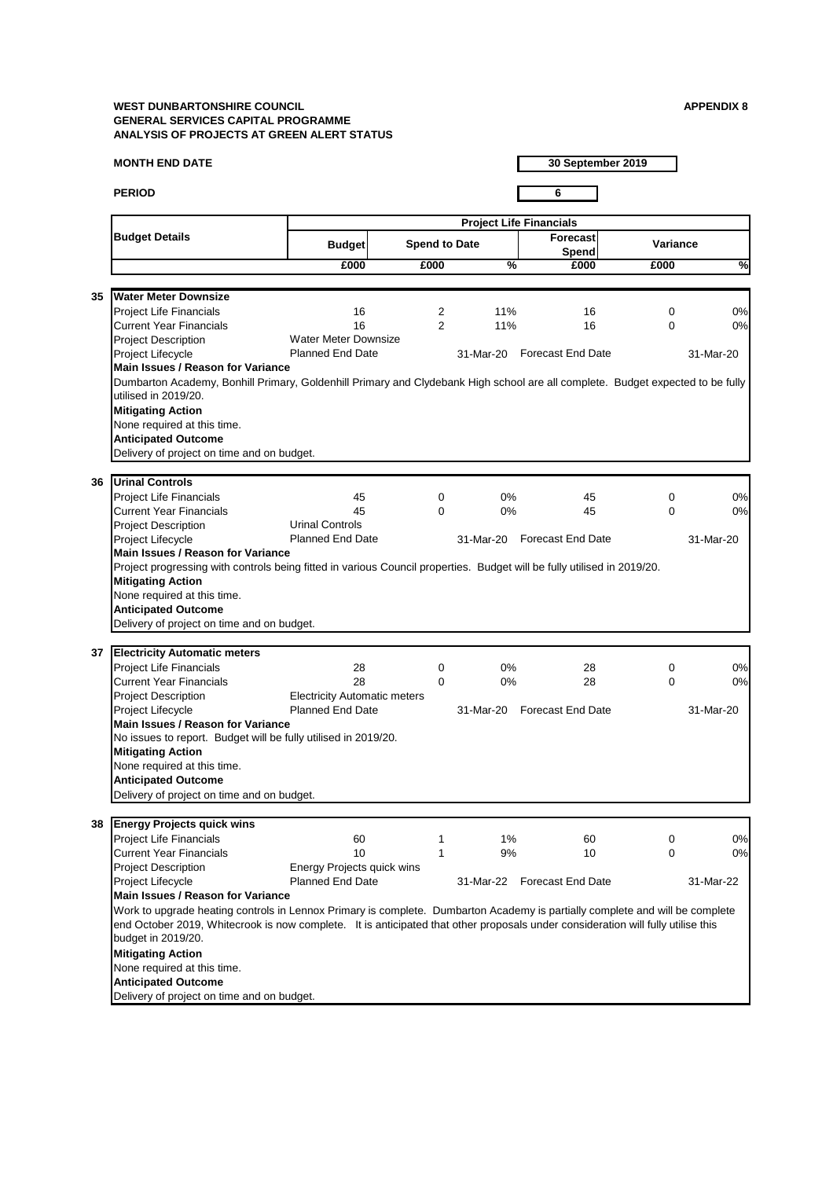**WEST DUNBARTONSHIRE COUNCIL**
**GENERAL SERVICES CAPITAL PROGRAMME**
**ANALYSIS OF PROJECTS AT GREEN ALERT STATUS**

**APPENDIX 8**

**MONTH END DATE** 30 September 2019

**PERIOD** 6

| | Budget Details | Project Life Financials | | | | | |
|---|---|---|---|---|---|---|---|
| | | Budget | Spend to Date | | Forecast Spend | Variance | |
| | | £000 | £000 | % | £000 | £000 | % |
| **35** | **Water Meter Downsize** | | | | | | |
| | Project Life Financials | 16 | 2 | 11% | 16 | 0 | 0% |
| | Current Year Financials | 16 | 2 | 11% | 16 | 0 | 0% |
| | Project Description | Water Meter Downsize | | | | | |
| | Project Lifecycle | Planned End Date | | 31-Mar-20 | Forecast End Date | | 31-Mar-20 |
| | **Main Issues / Reason for Variance** | | | | | | |
| | Dumbarton Academy, Bonhill Primary, Goldenhill Primary and Clydebank High school are all complete. Budget expected to be fully utilised in 2019/20. | | | | | | |
| | **Mitigating Action** | | | | | | |
| | None required at this time. | | | | | | |
| | **Anticipated Outcome** | | | | | | |
| | Delivery of project on time and on budget. | | | | | | |
| **36** | **Urinal Controls** | | | | | | |
| | Project Life Financials | 45 | 0 | 0% | 45 | 0 | 0% |
| | Current Year Financials | 45 | 0 | 0% | 45 | 0 | 0% |
| | Project Description | Urinal Controls | | | | | |
| | Project Lifecycle | Planned End Date | | 31-Mar-20 | Forecast End Date | | 31-Mar-20 |
| | **Main Issues / Reason for Variance** | | | | | | |
| | Project progressing with controls being fitted in various Council properties. Budget will be fully utilised in 2019/20. | | | | | | |
| | **Mitigating Action** | | | | | | |
| | None required at this time. | | | | | | |
| | **Anticipated Outcome** | | | | | | |
| | Delivery of project on time and on budget. | | | | | | |
| **37** | **Electricity Automatic meters** | | | | | | |
| | Project Life Financials | 28 | 0 | 0% | 28 | 0 | 0% |
| | Current Year Financials | 28 | 0 | 0% | 28 | 0 | 0% |
| | Project Description | Electricity Automatic meters | | | | | |
| | Project Lifecycle | Planned End Date | | 31-Mar-20 | Forecast End Date | | 31-Mar-20 |
| | **Main Issues / Reason for Variance** | | | | | | |
| | No issues to report. Budget will be fully utilised in 2019/20. | | | | | | |
| | **Mitigating Action** | | | | | | |
| | None required at this time. | | | | | | |
| | **Anticipated Outcome** | | | | | | |
| | Delivery of project on time and on budget. | | | | | | |
| **38** | **Energy Projects quick wins** | | | | | | |
| | Project Life Financials | 60 | 1 | 1% | 60 | 0 | 0% |
| | Current Year Financials | 10 | 1 | 9% | 10 | 0 | 0% |
| | Project Description | Energy Projects quick wins | | | | | |
| | Project Lifecycle | Planned End Date | | 31-Mar-22 | Forecast End Date | | 31-Mar-22 |
| | **Main Issues / Reason for Variance** | | | | | | |
| | Work to upgrade heating controls in Lennox Primary is complete. Dumbarton Academy is partially complete and will be complete end October 2019, Whitecrook is now complete. It is anticipated that other proposals under consideration will fully utilise this budget in 2019/20. | | | | | | |
| | **Mitigating Action** | | | | | | |
| | None required at this time. | | | | | | |
| | **Anticipated Outcome** | | | | | | |
| | Delivery of project on time and on budget. | | | | | | |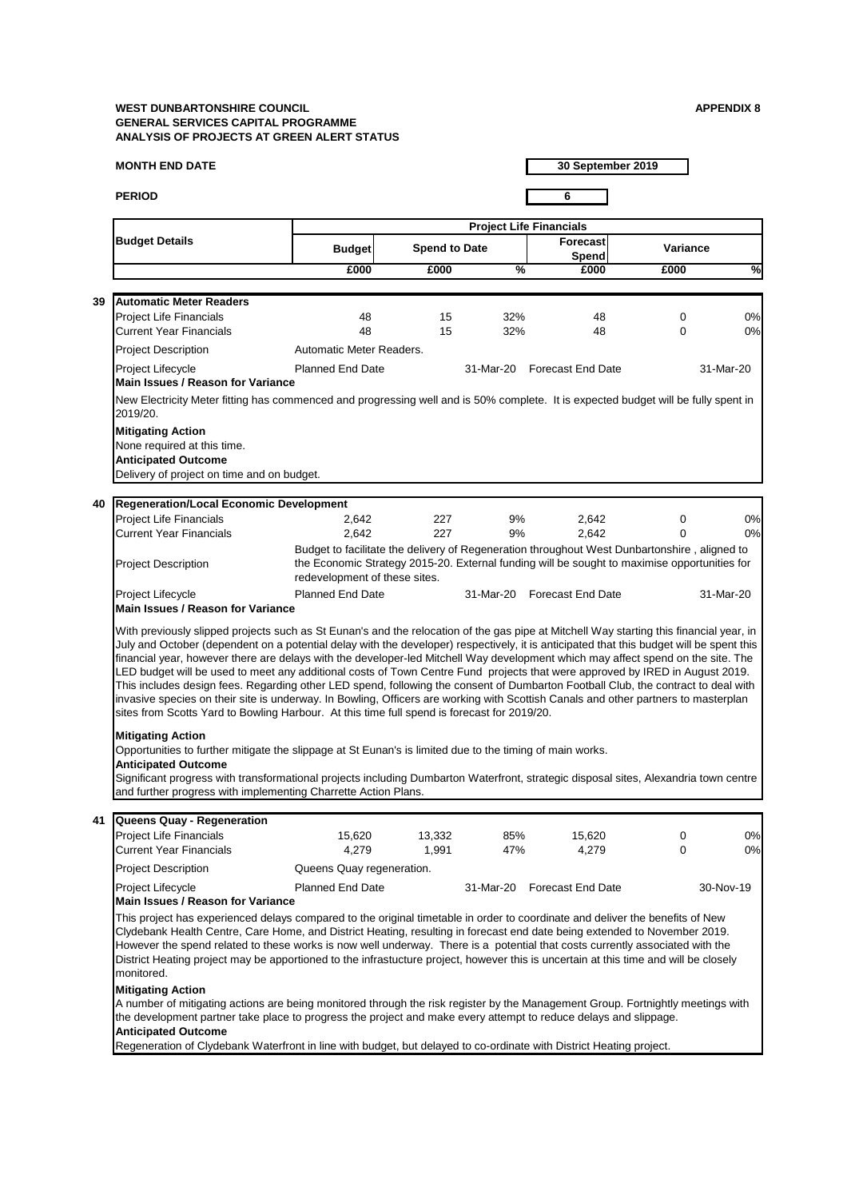**WEST DUNBARTONSHIRE COUNCIL** **APPENDIX 8**
**GENERAL SERVICES CAPITAL PROGRAMME**
**ANALYSIS OF PROJECTS AT GREEN ALERT STATUS**

**MONTH END DATE** 30 September 2019

**PERIOD** 6

| | Budget Details | Project Life Financials | | | | | |
|---|---|---|---|---|---|---|---|
| | | Budget | Spend to Date | | Forecast Spend | Variance | |
| | | £000 | £000 | % | £000 | £000 | % |
| **39** | **Automatic Meter Readers** | | | | | | |
| | Project Life Financials | 48 | 15 | 32% | 48 | 0 | 0% |
| | Current Year Financials | 48 | 15 | 32% | 48 | 0 | 0% |
| | Project Description | Automatic Meter Readers. | | | | | |
| | Project Lifecycle | Planned End Date | | 31-Mar-20 | Forecast End Date | | 31-Mar-20 |

**Main Issues / Reason for Variance**

New Electricity Meter fitting has commenced and progressing well and is 50% complete. It is expected budget will be fully spent in 2019/20.

**Mitigating Action**

None required at this time.

**Anticipated Outcome**

Delivery of project on time and on budget.

| | Budget Details | Budget | Spend to Date | % | Forecast Spend | Variance | % |
|---|---|---|---|---|---|---|---|
| **40** | **Regeneration/Local Economic Development** | | | | | | |
| | Project Life Financials | 2,642 | 227 | 9% | 2,642 | 0 | 0% |
| | Current Year Financials | 2,642 | 227 | 9% | 2,642 | 0 | 0% |
| | Project Description | Budget to facilitate the delivery of Regeneration throughout West Dunbartonshire , aligned to the Economic Strategy 2015-20. External funding will be sought to maximise opportunities for redevelopment of these sites. | | | | | |
| | Project Lifecycle | Planned End Date | | 31-Mar-20 | Forecast End Date | | 31-Mar-20 |

**Main Issues / Reason for Variance**

With previously slipped projects such as St Eunan's and the relocation of the gas pipe at Mitchell Way starting this financial year, in July and October (dependent on a potential delay with the developer) respectively, it is anticipated that this budget will be spent this financial year, however there are delays with the developer-led Mitchell Way development which may affect spend on the site. The LED budget will be used to meet any additional costs of Town Centre Fund projects that were approved by IRED in August 2019. This includes design fees. Regarding other LED spend, following the consent of Dumbarton Football Club, the contract to deal with invasive species on their site is underway. In Bowling, Officers are working with Scottish Canals and other partners to masterplan sites from Scotts Yard to Bowling Harbour. At this time full spend is forecast for 2019/20.

**Mitigating Action**

Opportunities to further mitigate the slippage at St Eunan's is limited due to the timing of main works.

**Anticipated Outcome**

Significant progress with transformational projects including Dumbarton Waterfront, strategic disposal sites, Alexandria town centre and further progress with implementing Charrette Action Plans.

| | Budget Details | Budget | Spend to Date | % | Forecast Spend | Variance | % |
|---|---|---|---|---|---|---|---|
| **41** | **Queens Quay - Regeneration** | | | | | | |
| | Project Life Financials | 15,620 | 13,332 | 85% | 15,620 | 0 | 0% |
| | Current Year Financials | 4,279 | 1,991 | 47% | 4,279 | 0 | 0% |
| | Project Description | Queens Quay regeneration. | | | | | |
| | Project Lifecycle | Planned End Date | | 31-Mar-20 | Forecast End Date | | 30-Nov-19 |

**Main Issues / Reason for Variance**

This project has experienced delays compared to the original timetable in order to coordinate and deliver the benefits of New Clydebank Health Centre, Care Home, and District Heating, resulting in forecast end date being extended to November 2019. However the spend related to these works is now well underway. There is a potential that costs currently associated with the District Heating project may be apportioned to the infrastucture project, however this is uncertain at this time and will be closely monitored.

**Mitigating Action**

A number of mitigating actions are being monitored through the risk register by the Management Group. Fortnightly meetings with the development partner take place to progress the project and make every attempt to reduce delays and slippage.

**Anticipated Outcome**

Regeneration of Clydebank Waterfront in line with budget, but delayed to co-ordinate with District Heating project.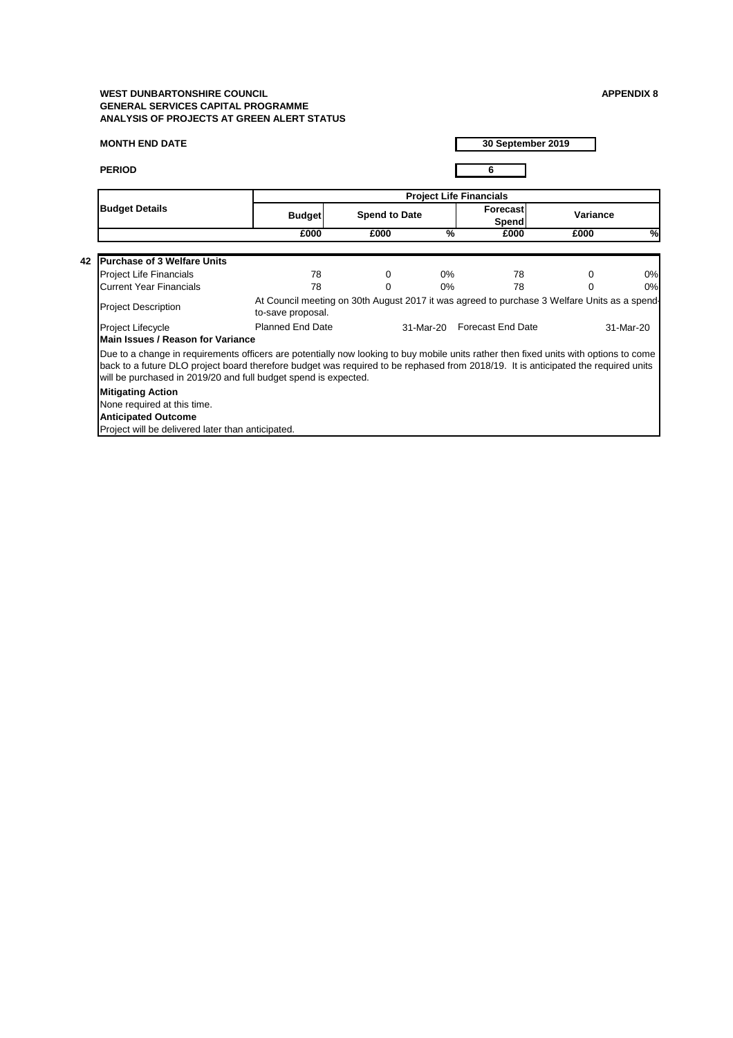**WEST DUNBARTONSHIRE COUNCIL**
**GENERAL SERVICES CAPITAL PROGRAMME**
**ANALYSIS OF PROJECTS AT GREEN ALERT STATUS**

**APPENDIX 8**

**MONTH END DATE** 30 September 2019

**PERIOD** 6

| Budget Details | Project Life Financials | | | | | |
|---|---|---|---|---|---|---|
| | Budget | Spend to Date | | Forecast Spend | Variance | |
| | £000 | £000 | % | £000 | £000 | % |
| **42 Purchase of 3 Welfare Units** | | | | | | |
| Project Life Financials | 78 | 0 | 0% | 78 | 0 | 0% |
| Current Year Financials | 78 | 0 | 0% | 78 | 0 | 0% |
| Project Description | At Council meeting on 30th August 2017 it was agreed to purchase 3 Welfare Units as a spend-to-save proposal. | | | | | |
| Project Lifecycle | Planned End Date | | 31-Mar-20 | Forecast End Date | | 31-Mar-20 |

**Main Issues / Reason for Variance**

Due to a change in requirements officers are potentially now looking to buy mobile units rather then fixed units with options to come back to a future DLO project board therefore budget was required to be rephased from 2018/19. It is anticipated the required units will be purchased in 2019/20 and full budget spend is expected.

**Mitigating Action**

None required at this time.

**Anticipated Outcome**

Project will be delivered later than anticipated.